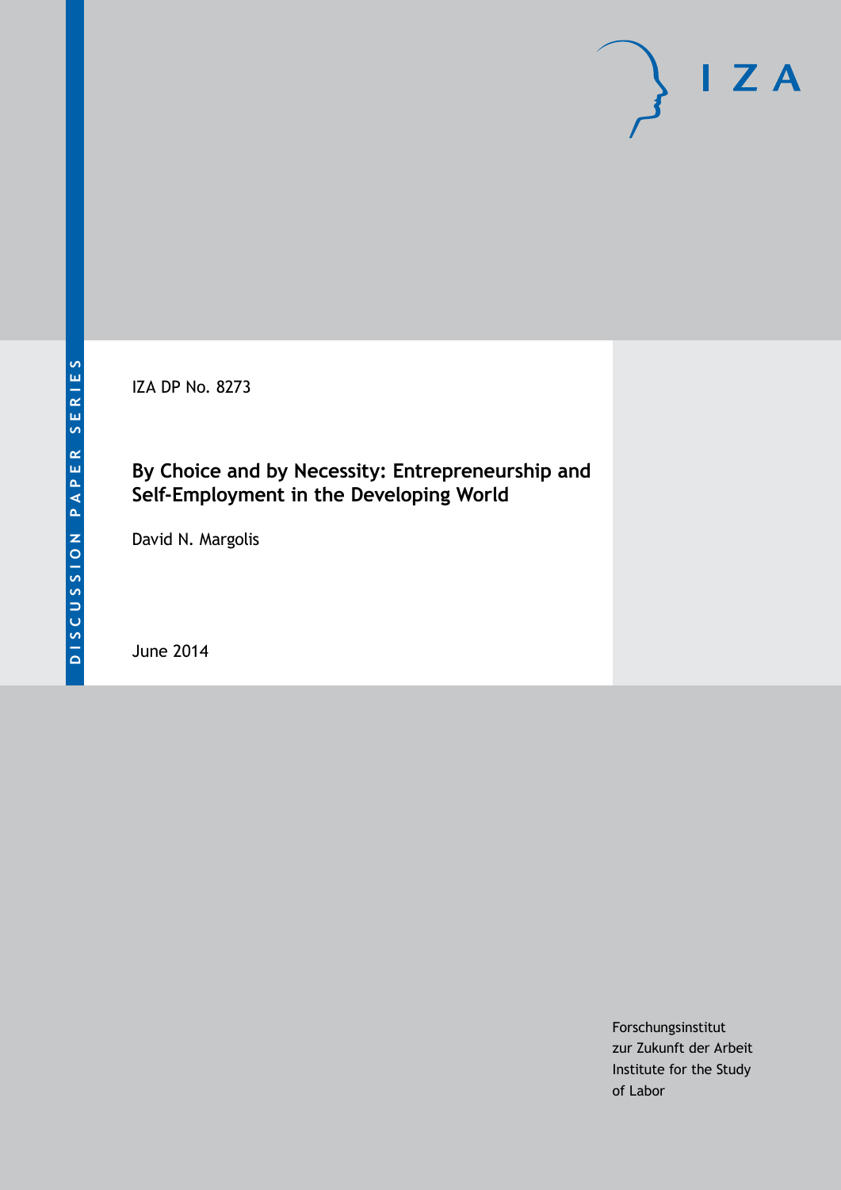DISCUSSION PAPER SERIES

IZA DP No. 8273

# By Choice and by Necessity: Entrepreneurship and Self-Employment in the Developing World

David N. Margolis

June 2014

Forschungsinstitut
zur Zukunft der Arbeit
Institute for the Study
of Labor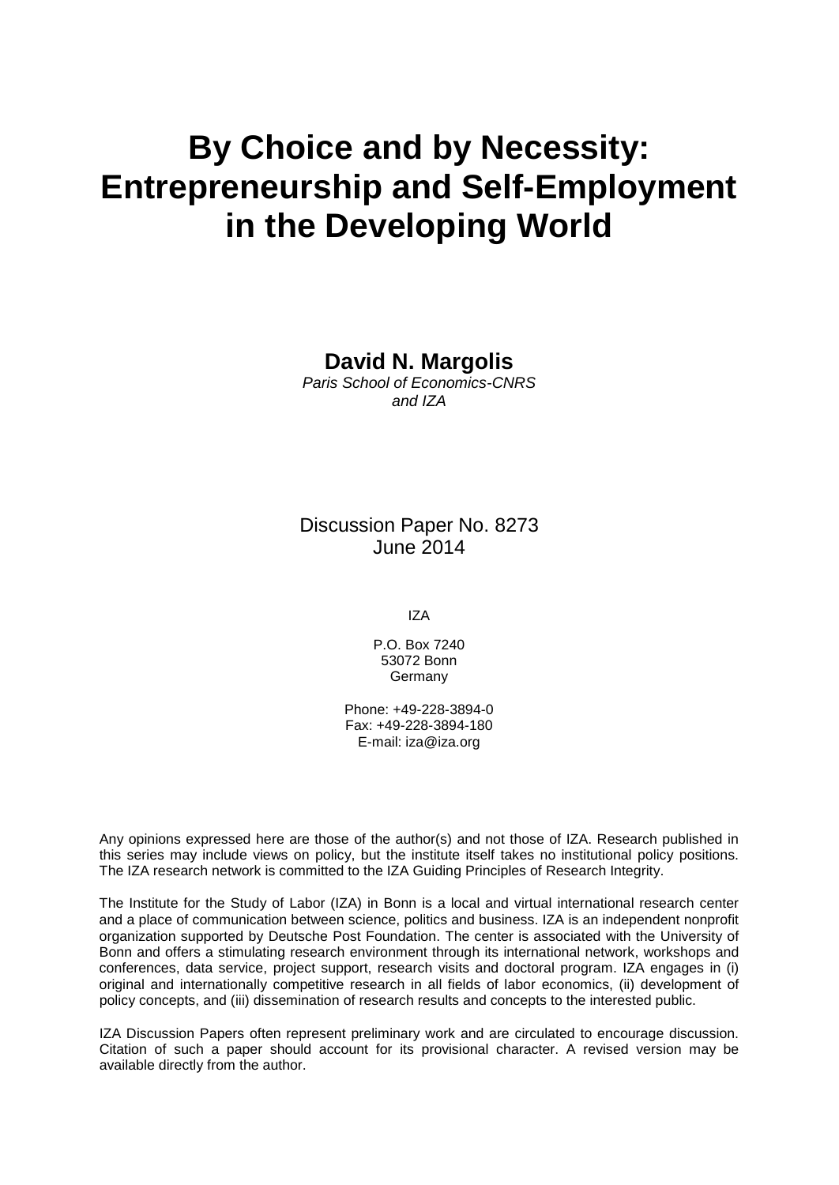# By Choice and by Necessity: Entrepreneurship and Self-Employment in the Developing World

**David N. Margolis**
*Paris School of Economics-CNRS and IZA*

Discussion Paper No. 8273
June 2014

IZA

P.O. Box 7240
53072 Bonn
Germany

Phone: +49-228-3894-0
Fax: +49-228-3894-180
E-mail: iza@iza.org

Any opinions expressed here are those of the author(s) and not those of IZA. Research published in this series may include views on policy, but the institute itself takes no institutional policy positions. The IZA research network is committed to the IZA Guiding Principles of Research Integrity.

The Institute for the Study of Labor (IZA) in Bonn is a local and virtual international research center and a place of communication between science, politics and business. IZA is an independent nonprofit organization supported by Deutsche Post Foundation. The center is associated with the University of Bonn and offers a stimulating research environment through its international network, workshops and conferences, data service, project support, research visits and doctoral program. IZA engages in (i) original and internationally competitive research in all fields of labor economics, (ii) development of policy concepts, and (iii) dissemination of research results and concepts to the interested public.

IZA Discussion Papers often represent preliminary work and are circulated to encourage discussion. Citation of such a paper should account for its provisional character. A revised version may be available directly from the author.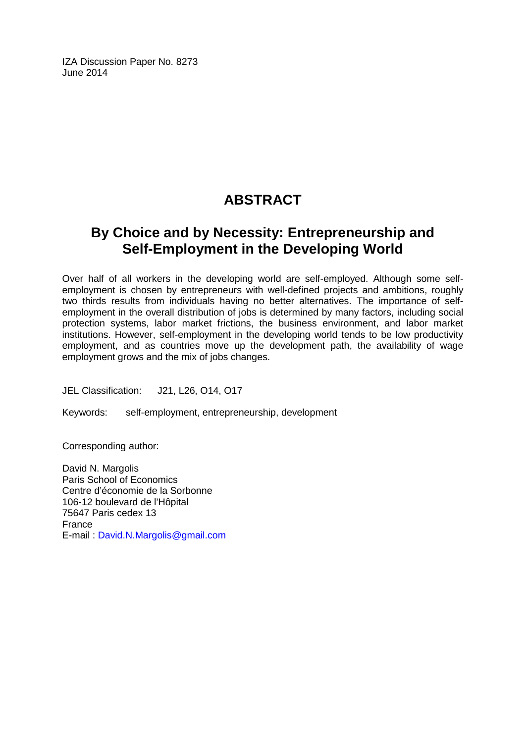IZA Discussion Paper No. 8273
June 2014

# ABSTRACT

## By Choice and by Necessity: Entrepreneurship and Self-Employment in the Developing World

Over half of all workers in the developing world are self-employed. Although some self-employment is chosen by entrepreneurs with well-defined projects and ambitions, roughly two thirds results from individuals having no better alternatives. The importance of self-employment in the overall distribution of jobs is determined by many factors, including social protection systems, labor market frictions, the business environment, and labor market institutions. However, self-employment in the developing world tends to be low productivity employment, and as countries move up the development path, the availability of wage employment grows and the mix of jobs changes.

JEL Classification: J21, L26, O14, O17

Keywords: self-employment, entrepreneurship, development

Corresponding author:

David N. Margolis
Paris School of Economics
Centre d'économie de la Sorbonne
106-12 boulevard de l'Hôpital
75647 Paris cedex 13
France
E-mail : David.N.Margolis@gmail.com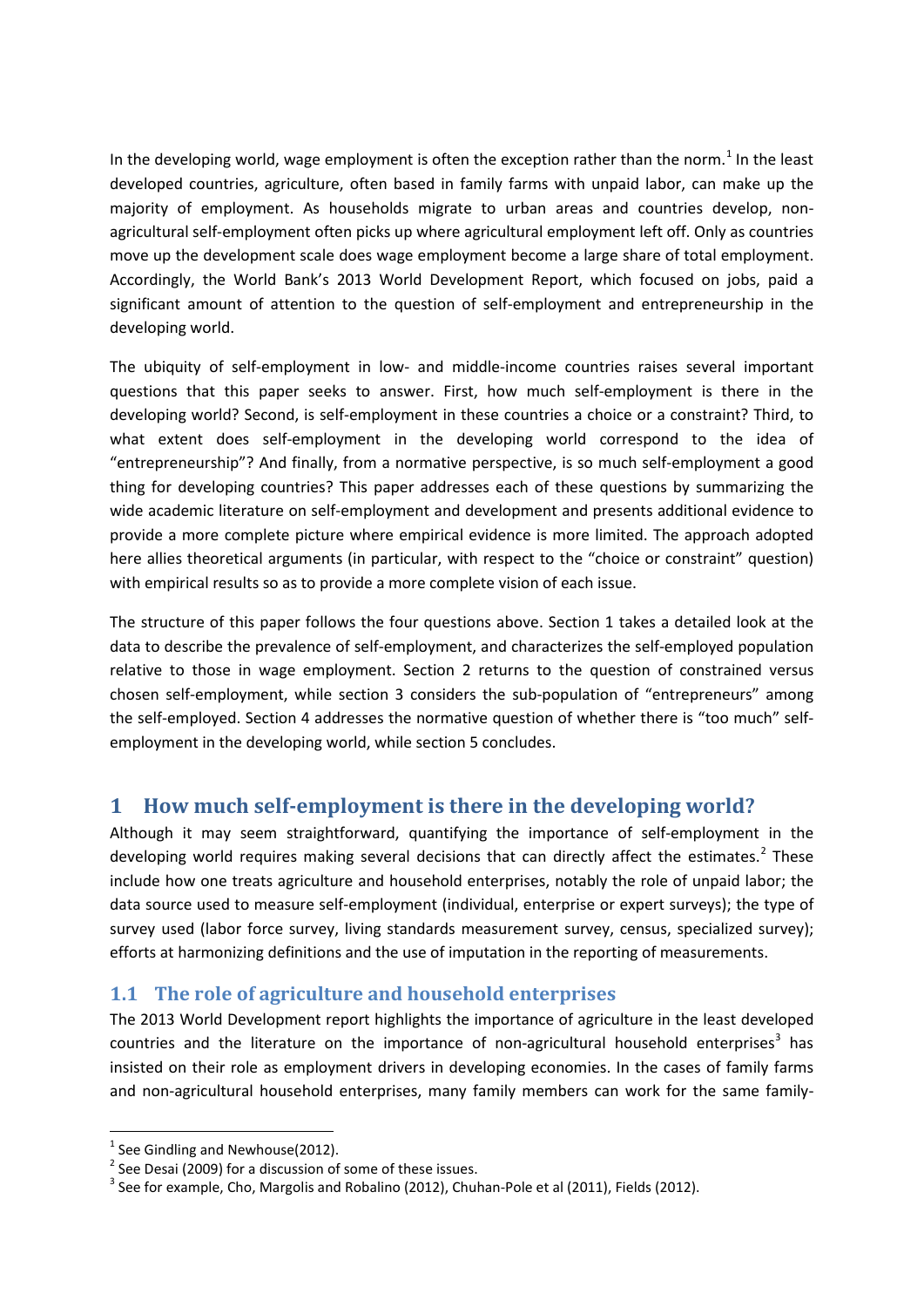In the developing world, wage employment is often the exception rather than the norm.[1] In the least developed countries, agriculture, often based in family farms with unpaid labor, can make up the majority of employment. As households migrate to urban areas and countries develop, non-agricultural self-employment often picks up where agricultural employment left off. Only as countries move up the development scale does wage employment become a large share of total employment. Accordingly, the World Bank's 2013 World Development Report, which focused on jobs, paid a significant amount of attention to the question of self-employment and entrepreneurship in the developing world.

The ubiquity of self-employment in low- and middle-income countries raises several important questions that this paper seeks to answer. First, how much self-employment is there in the developing world? Second, is self-employment in these countries a choice or a constraint? Third, to what extent does self-employment in the developing world correspond to the idea of "entrepreneurship"? And finally, from a normative perspective, is so much self-employment a good thing for developing countries? This paper addresses each of these questions by summarizing the wide academic literature on self-employment and development and presents additional evidence to provide a more complete picture where empirical evidence is more limited. The approach adopted here allies theoretical arguments (in particular, with respect to the "choice or constraint" question) with empirical results so as to provide a more complete vision of each issue.

The structure of this paper follows the four questions above. Section 1 takes a detailed look at the data to describe the prevalence of self-employment, and characterizes the self-employed population relative to those in wage employment. Section 2 returns to the question of constrained versus chosen self-employment, while section 3 considers the sub-population of "entrepreneurs" among the self-employed. Section 4 addresses the normative question of whether there is "too much" self-employment in the developing world, while section 5 concludes.

# 1 How much self-employment is there in the developing world?

Although it may seem straightforward, quantifying the importance of self-employment in the developing world requires making several decisions that can directly affect the estimates.[2] These include how one treats agriculture and household enterprises, notably the role of unpaid labor; the data source used to measure self-employment (individual, enterprise or expert surveys); the type of survey used (labor force survey, living standards measurement survey, census, specialized survey); efforts at harmonizing definitions and the use of imputation in the reporting of measurements.

## 1.1 The role of agriculture and household enterprises

The 2013 World Development report highlights the importance of agriculture in the least developed countries and the literature on the importance of non-agricultural household enterprises[3] has insisted on their role as employment drivers in developing economies. In the cases of family farms and non-agricultural household enterprises, many family members can work for the same family-

[1] See Gindling and Newhouse(2012).

[2] See Desai (2009) for a discussion of some of these issues.

[3] See for example, Cho, Margolis and Robalino (2012), Chuhan-Pole et al (2011), Fields (2012).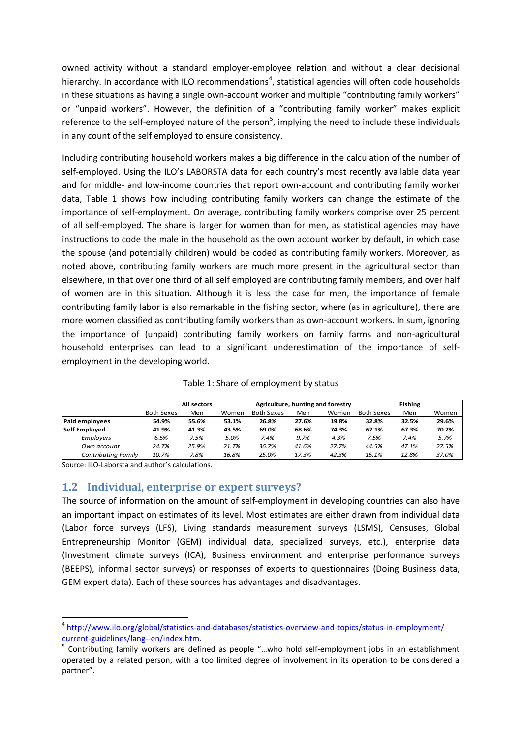owned activity without a standard employer-employee relation and without a clear decisional hierarchy. In accordance with ILO recommendations[4], statistical agencies will often code households in these situations as having a single own-account worker and multiple “contributing family workers” or “unpaid workers”. However, the definition of a “contributing family worker” makes explicit reference to the self-employed nature of the person[5], implying the need to include these individuals in any count of the self employed to ensure consistency.

Including contributing household workers makes a big difference in the calculation of the number of self-employed. Using the ILO’s LABORSTA data for each country’s most recently available data year and for middle- and low-income countries that report own-account and contributing family worker data, Table 1 shows how including contributing family workers can change the estimate of the importance of self-employment. On average, contributing family workers comprise over 25 percent of all self-employed. The share is larger for women than for men, as statistical agencies may have instructions to code the male in the household as the own account worker by default, in which case the spouse (and potentially children) would be coded as contributing family workers. Moreover, as noted above, contributing family workers are much more present in the agricultural sector than elsewhere, in that over one third of all self employed are contributing family members, and over half of women are in this situation. Although it is less the case for men, the importance of female contributing family labor is also remarkable in the fishing sector, where (as in agriculture), there are more women classified as contributing family workers than as own-account workers. In sum, ignoring the importance of (unpaid) contributing family workers on family farms and non-agricultural household enterprises can lead to a significant underestimation of the importance of self-employment in the developing world.

Table 1: Share of employment by status

| | All sectors | | | Agriculture, hunting and forestry | | | Fishing | | |
|---|---|---|---|---|---|---|---|---|---|
| | Both Sexes | Men | Women | Both Sexes | Men | Women | Both Sexes | Men | Women |
| **Paid employees** | **54.9%** | **55.6%** | **53.1%** | **26.8%** | **27.6%** | **19.8%** | **32.8%** | **32.5%** | **29.6%** |
| **Self Employed** | **41.9%** | **41.3%** | **43.5%** | **69.0%** | **68.6%** | **74.3%** | **67.1%** | **67.3%** | **70.2%** |
| *Employers* | *6.5%* | *7.5%* | *5.0%* | *7.4%* | *9.7%* | *4.3%* | *7.5%* | *7.4%* | *5.7%* |
| *Own account* | *24.7%* | *25.9%* | *21.7%* | *36.7%* | *41.6%* | *27.7%* | *44.5%* | *47.1%* | *27.5%* |
| *Contributing Family* | *10.7%* | *7.8%* | *16.8%* | *25.0%* | *17.3%* | *42.3%* | *15.1%* | *12.8%* | *37.0%* |

Source: ILO-Laborsta and author’s calculations.

## 1.2 Individual, enterprise or expert surveys?

The source of information on the amount of self-employment in developing countries can also have an important impact on estimates of its level. Most estimates are either drawn from individual data (Labor force surveys (LFS), Living standards measurement surveys (LSMS), Censuses, Global Entrepreneurship Monitor (GEM) individual data, specialized surveys, etc.), enterprise data (Investment climate surveys (ICA), Business environment and enterprise performance surveys (BEEPS), informal sector surveys) or responses of experts to questionnaires (Doing Business data, GEM expert data). Each of these sources has advantages and disadvantages.

[4] http://www.ilo.org/global/statistics-and-databases/statistics-overview-and-topics/status-in-employment/current-guidelines/lang--en/index.htm.

[5] Contributing family workers are defined as people “…who hold self-employment jobs in an establishment operated by a related person, with a too limited degree of involvement in its operation to be considered a partner”.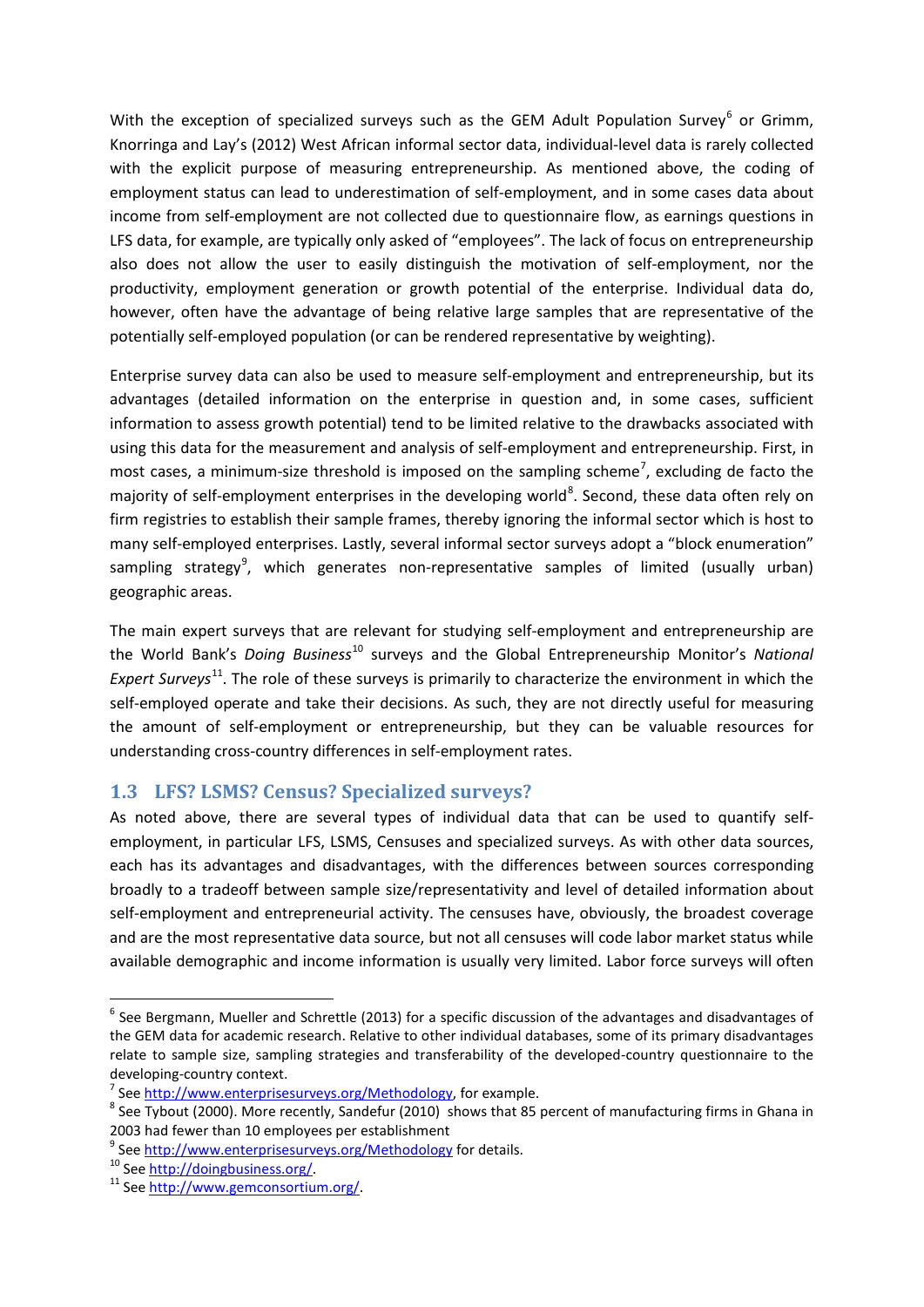With the exception of specialized surveys such as the GEM Adult Population Survey[6] or Grimm, Knorringa and Lay's (2012) West African informal sector data, individual-level data is rarely collected with the explicit purpose of measuring entrepreneurship. As mentioned above, the coding of employment status can lead to underestimation of self-employment, and in some cases data about income from self-employment are not collected due to questionnaire flow, as earnings questions in LFS data, for example, are typically only asked of "employees". The lack of focus on entrepreneurship also does not allow the user to easily distinguish the motivation of self-employment, nor the productivity, employment generation or growth potential of the enterprise. Individual data do, however, often have the advantage of being relative large samples that are representative of the potentially self-employed population (or can be rendered representative by weighting).

Enterprise survey data can also be used to measure self-employment and entrepreneurship, but its advantages (detailed information on the enterprise in question and, in some cases, sufficient information to assess growth potential) tend to be limited relative to the drawbacks associated with using this data for the measurement and analysis of self-employment and entrepreneurship. First, in most cases, a minimum-size threshold is imposed on the sampling scheme[7], excluding de facto the majority of self-employment enterprises in the developing world[8]. Second, these data often rely on firm registries to establish their sample frames, thereby ignoring the informal sector which is host to many self-employed enterprises. Lastly, several informal sector surveys adopt a "block enumeration" sampling strategy[9], which generates non-representative samples of limited (usually urban) geographic areas.

The main expert surveys that are relevant for studying self-employment and entrepreneurship are the World Bank's *Doing Business*[10] surveys and the Global Entrepreneurship Monitor's *National Expert Surveys*[11]. The role of these surveys is primarily to characterize the environment in which the self-employed operate and take their decisions. As such, they are not directly useful for measuring the amount of self-employment or entrepreneurship, but they can be valuable resources for understanding cross-country differences in self-employment rates.

## 1.3 LFS? LSMS? Census? Specialized surveys?

As noted above, there are several types of individual data that can be used to quantify self-employment, in particular LFS, LSMS, Censuses and specialized surveys. As with other data sources, each has its advantages and disadvantages, with the differences between sources corresponding broadly to a tradeoff between sample size/representativity and level of detailed information about self-employment and entrepreneurial activity. The censuses have, obviously, the broadest coverage and are the most representative data source, but not all censuses will code labor market status while available demographic and income information is usually very limited. Labor force surveys will often

---

[6] See Bergmann, Mueller and Schrettle (2013) for a specific discussion of the advantages and disadvantages of the GEM data for academic research. Relative to other individual databases, some of its primary disadvantages relate to sample size, sampling strategies and transferability of the developed-country questionnaire to the developing-country context.

[7] See http://www.enterprisesurveys.org/Methodology, for example.

[8] See Tybout (2000). More recently, Sandefur (2010) shows that 85 percent of manufacturing firms in Ghana in 2003 had fewer than 10 employees per establishment

[9] See http://www.enterprisesurveys.org/Methodology for details.

[10] See http://doingbusiness.org/.

[11] See http://www.gemconsortium.org/.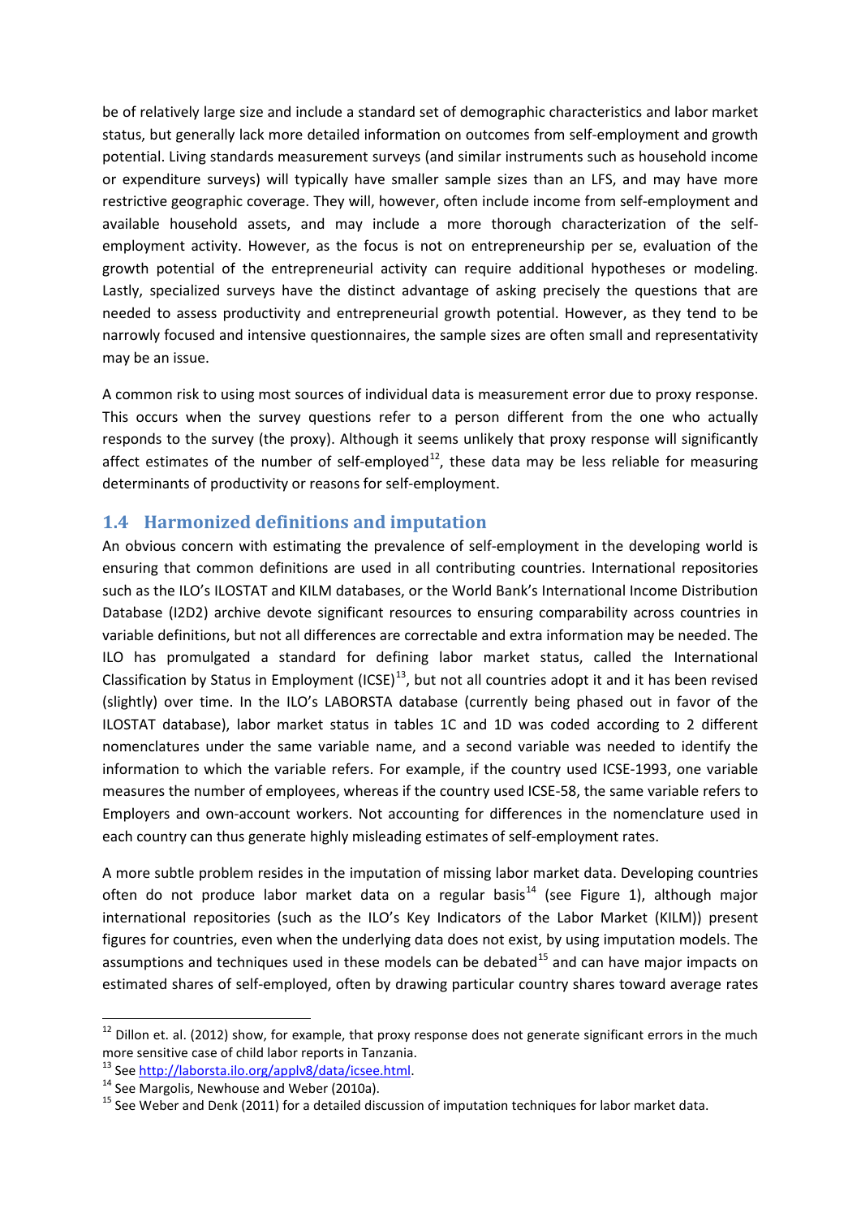be of relatively large size and include a standard set of demographic characteristics and labor market status, but generally lack more detailed information on outcomes from self-employment and growth potential. Living standards measurement surveys (and similar instruments such as household income or expenditure surveys) will typically have smaller sample sizes than an LFS, and may have more restrictive geographic coverage. They will, however, often include income from self-employment and available household assets, and may include a more thorough characterization of the self-employment activity. However, as the focus is not on entrepreneurship per se, evaluation of the growth potential of the entrepreneurial activity can require additional hypotheses or modeling. Lastly, specialized surveys have the distinct advantage of asking precisely the questions that are needed to assess productivity and entrepreneurial growth potential. However, as they tend to be narrowly focused and intensive questionnaires, the sample sizes are often small and representativity may be an issue.

A common risk to using most sources of individual data is measurement error due to proxy response. This occurs when the survey questions refer to a person different from the one who actually responds to the survey (the proxy). Although it seems unlikely that proxy response will significantly affect estimates of the number of self-employed[12], these data may be less reliable for measuring determinants of productivity or reasons for self-employment.

## 1.4 Harmonized definitions and imputation

An obvious concern with estimating the prevalence of self-employment in the developing world is ensuring that common definitions are used in all contributing countries. International repositories such as the ILO's ILOSTAT and KILM databases, or the World Bank's International Income Distribution Database (I2D2) archive devote significant resources to ensuring comparability across countries in variable definitions, but not all differences are correctable and extra information may be needed. The ILO has promulgated a standard for defining labor market status, called the International Classification by Status in Employment (ICSE)[13], but not all countries adopt it and it has been revised (slightly) over time. In the ILO's LABORSTA database (currently being phased out in favor of the ILOSTAT database), labor market status in tables 1C and 1D was coded according to 2 different nomenclatures under the same variable name, and a second variable was needed to identify the information to which the variable refers. For example, if the country used ICSE-1993, one variable measures the number of employees, whereas if the country used ICSE-58, the same variable refers to Employers and own-account workers. Not accounting for differences in the nomenclature used in each country can thus generate highly misleading estimates of self-employment rates.

A more subtle problem resides in the imputation of missing labor market data. Developing countries often do not produce labor market data on a regular basis[14] (see Figure 1), although major international repositories (such as the ILO's Key Indicators of the Labor Market (KILM)) present figures for countries, even when the underlying data does not exist, by using imputation models. The assumptions and techniques used in these models can be debated[15] and can have major impacts on estimated shares of self-employed, often by drawing particular country shares toward average rates

---

[12] Dillon et. al. (2012) show, for example, that proxy response does not generate significant errors in the much more sensitive case of child labor reports in Tanzania.

[13] See http://laborsta.ilo.org/applv8/data/icsee.html.

[14] See Margolis, Newhouse and Weber (2010a).

[15] See Weber and Denk (2011) for a detailed discussion of imputation techniques for labor market data.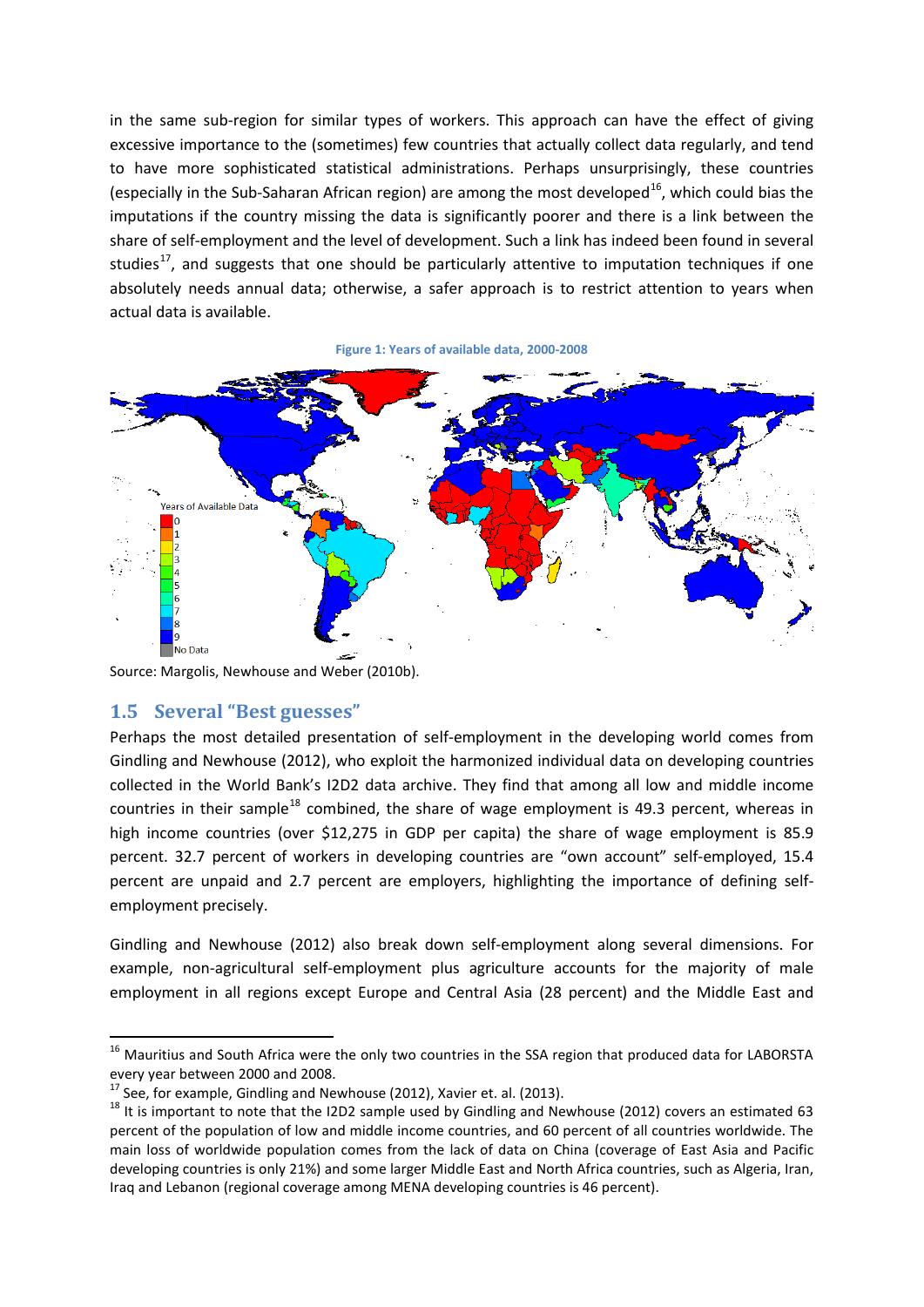in the same sub-region for similar types of workers. This approach can have the effect of giving excessive importance to the (sometimes) few countries that actually collect data regularly, and tend to have more sophisticated statistical administrations. Perhaps unsurprisingly, these countries (especially in the Sub-Saharan African region) are among the most developed[16], which could bias the imputations if the country missing the data is significantly poorer and there is a link between the share of self-employment and the level of development. Such a link has indeed been found in several studies[17], and suggests that one should be particularly attentive to imputation techniques if one absolutely needs annual data; otherwise, a safer approach is to restrict attention to years when actual data is available.

**Figure 1: Years of available data, 2000-2008**

Source: Margolis, Newhouse and Weber (2010b).

## 1.5 Several "Best guesses"

Perhaps the most detailed presentation of self-employment in the developing world comes from Gindling and Newhouse (2012), who exploit the harmonized individual data on developing countries collected in the World Bank's I2D2 data archive. They find that among all low and middle income countries in their sample[18] combined, the share of wage employment is 49.3 percent, whereas in high income countries (over $12,275 in GDP per capita) the share of wage employment is 85.9 percent. 32.7 percent of workers in developing countries are "own account" self-employed, 15.4 percent are unpaid and 2.7 percent are employers, highlighting the importance of defining self-employment precisely.

Gindling and Newhouse (2012) also break down self-employment along several dimensions. For example, non-agricultural self-employment plus agriculture accounts for the majority of male employment in all regions except Europe and Central Asia (28 percent) and the Middle East and

---

[16] Mauritius and South Africa were the only two countries in the SSA region that produced data for LABORSTA every year between 2000 and 2008.

[17] See, for example, Gindling and Newhouse (2012), Xavier et. al. (2013).

[18] It is important to note that the I2D2 sample used by Gindling and Newhouse (2012) covers an estimated 63 percent of the population of low and middle income countries, and 60 percent of all countries worldwide. The main loss of worldwide population comes from the lack of data on China (coverage of East Asia and Pacific developing countries is only 21%) and some larger Middle East and North Africa countries, such as Algeria, Iran, Iraq and Lebanon (regional coverage among MENA developing countries is 46 percent).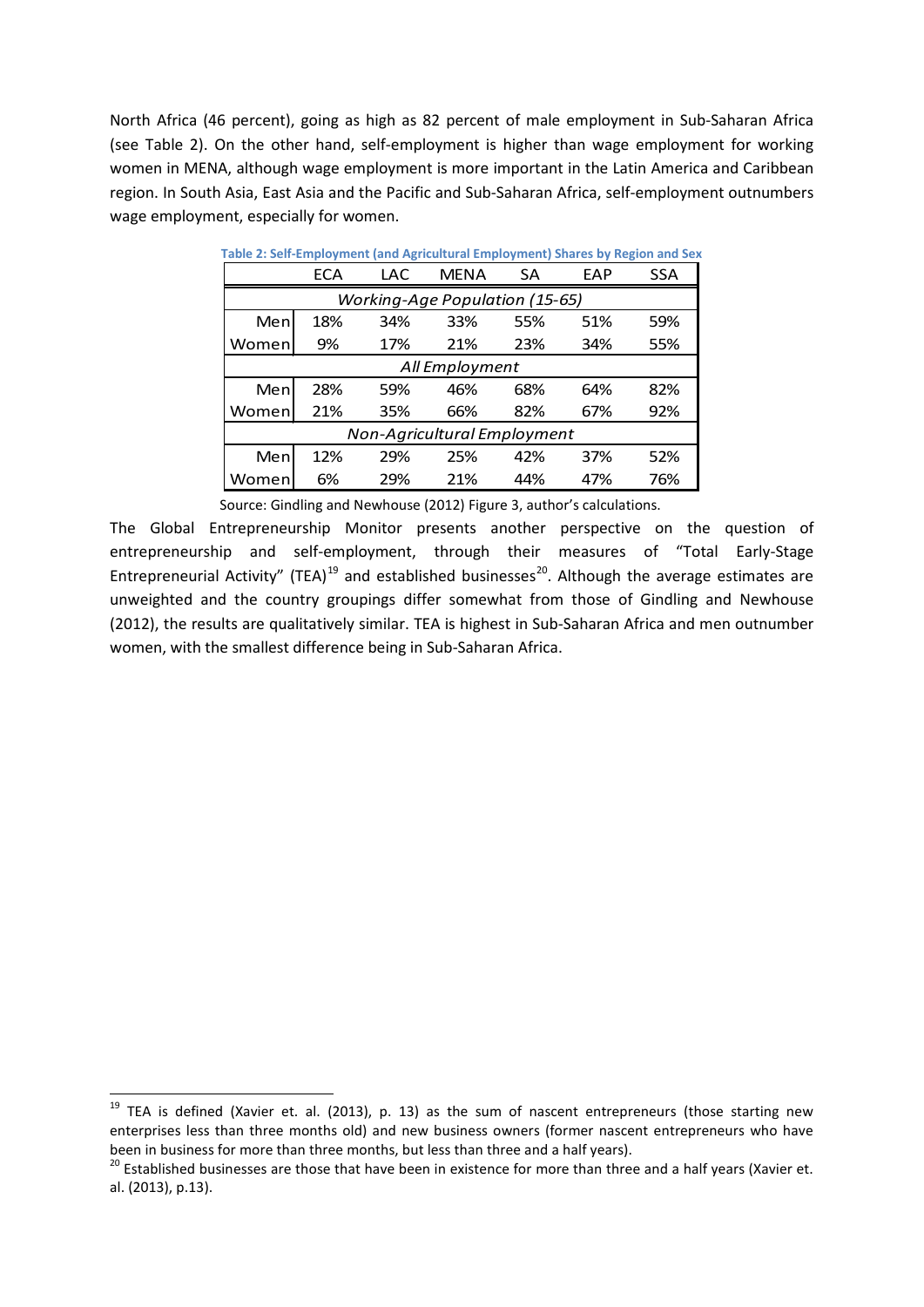North Africa (46 percent), going as high as 82 percent of male employment in Sub-Saharan Africa (see Table 2). On the other hand, self-employment is higher than wage employment for working women in MENA, although wage employment is more important in the Latin America and Caribbean region. In South Asia, East Asia and the Pacific and Sub-Saharan Africa, self-employment outnumbers wage employment, especially for women.

**Table 2: Self-Employment (and Agricultural Employment) Shares by Region and Sex**

| | ECA | LAC | MENA | SA | EAP | SSA |
|---|---|---|---|---|---|---|
| *Working-Age Population (15-65)* | | | | | | |
| Men | 18% | 34% | 33% | 55% | 51% | 59% |
| Women | 9% | 17% | 21% | 23% | 34% | 55% |
| *All Employment* | | | | | | |
| Men | 28% | 59% | 46% | 68% | 64% | 82% |
| Women | 21% | 35% | 66% | 82% | 67% | 92% |
| *Non-Agricultural Employment* | | | | | | |
| Men | 12% | 29% | 25% | 42% | 37% | 52% |
| Women | 6% | 29% | 21% | 44% | 47% | 76% |

Source: Gindling and Newhouse (2012) Figure 3, author's calculations.

The Global Entrepreneurship Monitor presents another perspective on the question of entrepreneurship and self-employment, through their measures of "Total Early-Stage Entrepreneurial Activity" (TEA)[19] and established businesses[20]. Although the average estimates are unweighted and the country groupings differ somewhat from those of Gindling and Newhouse (2012), the results are qualitatively similar. TEA is highest in Sub-Saharan Africa and men outnumber women, with the smallest difference being in Sub-Saharan Africa.

[19] TEA is defined (Xavier et. al. (2013), p. 13) as the sum of nascent entrepreneurs (those starting new enterprises less than three months old) and new business owners (former nascent entrepreneurs who have been in business for more than three months, but less than three and a half years).

[20] Established businesses are those that have been in existence for more than three and a half years (Xavier et. al. (2013), p.13).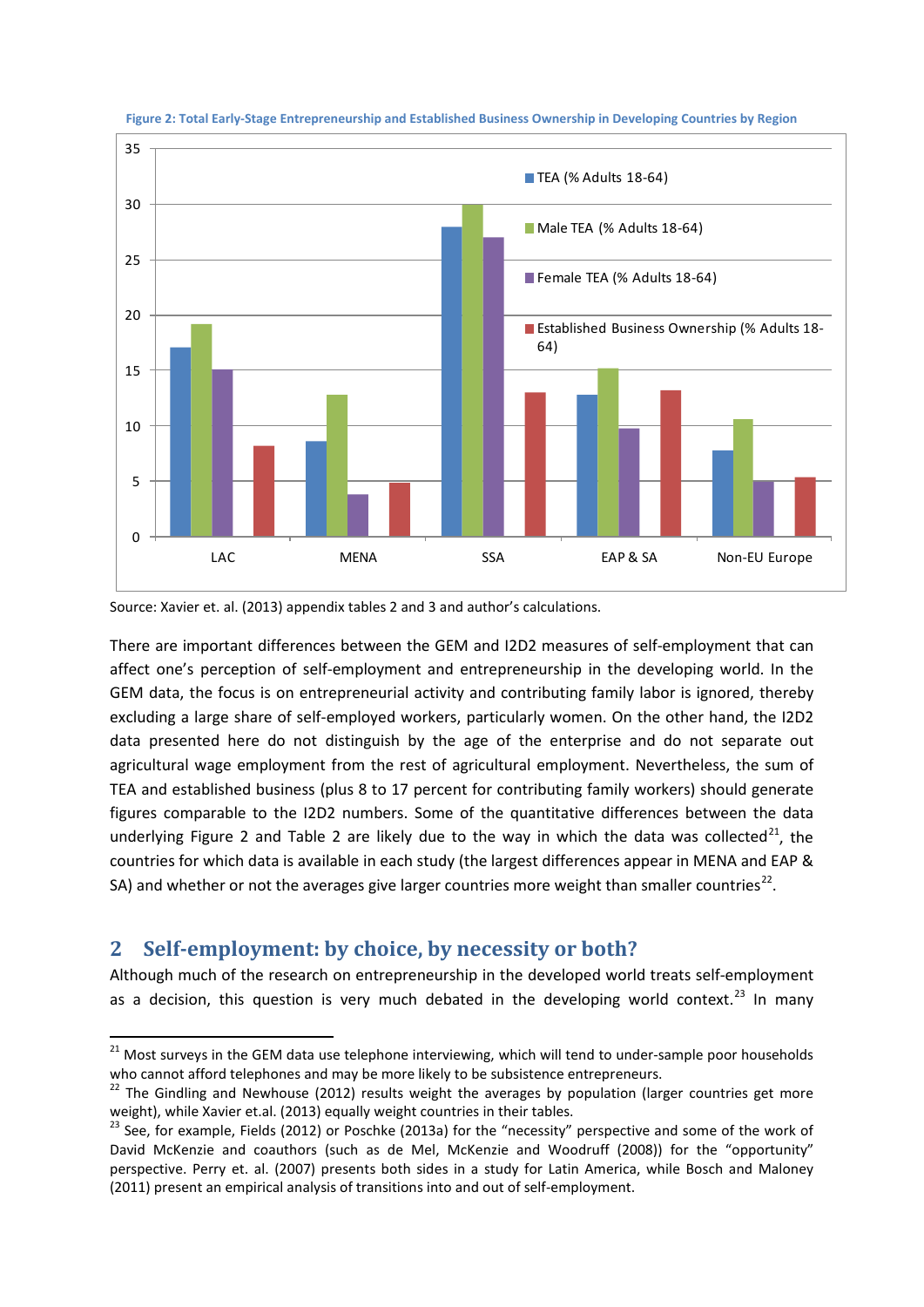**Figure 2: Total Early-Stage Entrepreneurship and Established Business Ownership in Developing Countries by Region**

Source: Xavier et. al. (2013) appendix tables 2 and 3 and author's calculations.

There are important differences between the GEM and I2D2 measures of self-employment that can affect one's perception of self-employment and entrepreneurship in the developing world. In the GEM data, the focus is on entrepreneurial activity and contributing family labor is ignored, thereby excluding a large share of self-employed workers, particularly women. On the other hand, the I2D2 data presented here do not distinguish by the age of the enterprise and do not separate out agricultural wage employment from the rest of agricultural employment. Nevertheless, the sum of TEA and established business (plus 8 to 17 percent for contributing family workers) should generate figures comparable to the I2D2 numbers. Some of the quantitative differences between the data underlying Figure 2 and Table 2 are likely due to the way in which the data was collected[21], the countries for which data is available in each study (the largest differences appear in MENA and EAP & SA) and whether or not the averages give larger countries more weight than smaller countries[22].

## 2 Self-employment: by choice, by necessity or both?

Although much of the research on entrepreneurship in the developed world treats self-employment as a decision, this question is very much debated in the developing world context.[23] In many

---

[21] Most surveys in the GEM data use telephone interviewing, which will tend to under-sample poor households who cannot afford telephones and may be more likely to be subsistence entrepreneurs.

[22] The Gindling and Newhouse (2012) results weight the averages by population (larger countries get more weight), while Xavier et.al. (2013) equally weight countries in their tables.

[23] See, for example, Fields (2012) or Poschke (2013a) for the "necessity" perspective and some of the work of David McKenzie and coauthors (such as de Mel, McKenzie and Woodruff (2008)) for the "opportunity" perspective. Perry et. al. (2007) presents both sides in a study for Latin America, while Bosch and Maloney (2011) present an empirical analysis of transitions into and out of self-employment.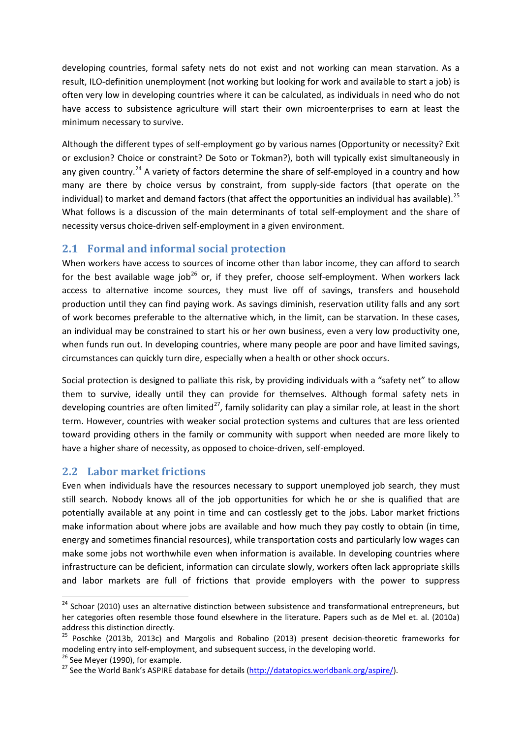developing countries, formal safety nets do not exist and not working can mean starvation. As a result, ILO-definition unemployment (not working but looking for work and available to start a job) is often very low in developing countries where it can be calculated, as individuals in need who do not have access to subsistence agriculture will start their own microenterprises to earn at least the minimum necessary to survive.

Although the different types of self-employment go by various names (Opportunity or necessity? Exit or exclusion? Choice or constraint? De Soto or Tokman?), both will typically exist simultaneously in any given country.[24] A variety of factors determine the share of self-employed in a country and how many are there by choice versus by constraint, from supply-side factors (that operate on the individual) to market and demand factors (that affect the opportunities an individual has available).[25] What follows is a discussion of the main determinants of total self-employment and the share of necessity versus choice-driven self-employment in a given environment.

## 2.1 Formal and informal social protection

When workers have access to sources of income other than labor income, they can afford to search for the best available wage job[26] or, if they prefer, choose self-employment. When workers lack access to alternative income sources, they must live off of savings, transfers and household production until they can find paying work. As savings diminish, reservation utility falls and any sort of work becomes preferable to the alternative which, in the limit, can be starvation. In these cases, an individual may be constrained to start his or her own business, even a very low productivity one, when funds run out. In developing countries, where many people are poor and have limited savings, circumstances can quickly turn dire, especially when a health or other shock occurs.

Social protection is designed to palliate this risk, by providing individuals with a "safety net" to allow them to survive, ideally until they can provide for themselves. Although formal safety nets in developing countries are often limited[27], family solidarity can play a similar role, at least in the short term. However, countries with weaker social protection systems and cultures that are less oriented toward providing others in the family or community with support when needed are more likely to have a higher share of necessity, as opposed to choice-driven, self-employed.

## 2.2 Labor market frictions

Even when individuals have the resources necessary to support unemployed job search, they must still search. Nobody knows all of the job opportunities for which he or she is qualified that are potentially available at any point in time and can costlessly get to the jobs. Labor market frictions make information about where jobs are available and how much they pay costly to obtain (in time, energy and sometimes financial resources), while transportation costs and particularly low wages can make some jobs not worthwhile even when information is available. In developing countries where infrastructure can be deficient, information can circulate slowly, workers often lack appropriate skills and labor markets are full of frictions that provide employers with the power to suppress

---

[24] Schoar (2010) uses an alternative distinction between subsistence and transformational entrepreneurs, but her categories often resemble those found elsewhere in the literature. Papers such as de Mel et. al. (2010a) address this distinction directly.

[25] Poschke (2013b, 2013c) and Margolis and Robalino (2013) present decision-theoretic frameworks for modeling entry into self-employment, and subsequent success, in the developing world.

[26] See Meyer (1990), for example.

[27] See the World Bank's ASPIRE database for details (http://datatopics.worldbank.org/aspire/).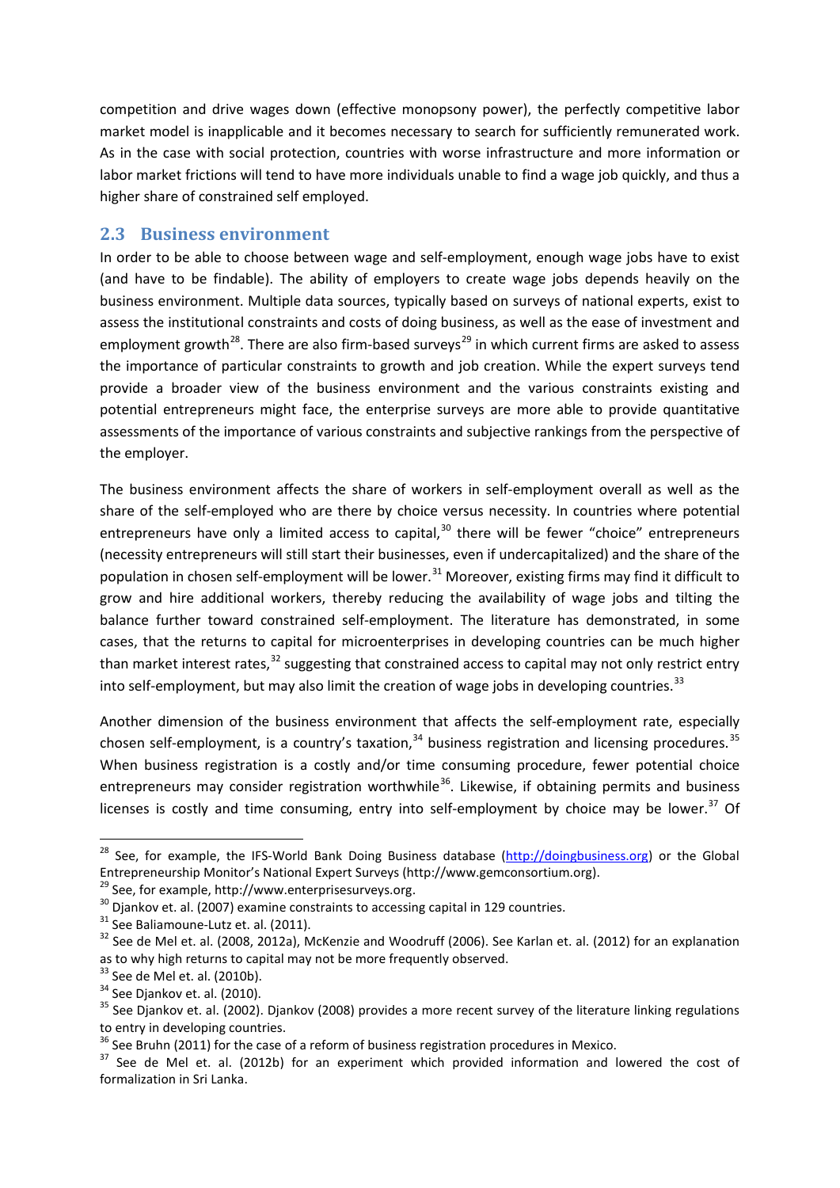competition and drive wages down (effective monopsony power), the perfectly competitive labor market model is inapplicable and it becomes necessary to search for sufficiently remunerated work. As in the case with social protection, countries with worse infrastructure and more information or labor market frictions will tend to have more individuals unable to find a wage job quickly, and thus a higher share of constrained self employed.

## 2.3 Business environment

In order to be able to choose between wage and self-employment, enough wage jobs have to exist (and have to be findable). The ability of employers to create wage jobs depends heavily on the business environment. Multiple data sources, typically based on surveys of national experts, exist to assess the institutional constraints and costs of doing business, as well as the ease of investment and employment growth[28]. There are also firm-based surveys[29] in which current firms are asked to assess the importance of particular constraints to growth and job creation. While the expert surveys tend provide a broader view of the business environment and the various constraints existing and potential entrepreneurs might face, the enterprise surveys are more able to provide quantitative assessments of the importance of various constraints and subjective rankings from the perspective of the employer.

The business environment affects the share of workers in self-employment overall as well as the share of the self-employed who are there by choice versus necessity. In countries where potential entrepreneurs have only a limited access to capital,[30] there will be fewer "choice" entrepreneurs (necessity entrepreneurs will still start their businesses, even if undercapitalized) and the share of the population in chosen self-employment will be lower.[31] Moreover, existing firms may find it difficult to grow and hire additional workers, thereby reducing the availability of wage jobs and tilting the balance further toward constrained self-employment. The literature has demonstrated, in some cases, that the returns to capital for microenterprises in developing countries can be much higher than market interest rates,[32] suggesting that constrained access to capital may not only restrict entry into self-employment, but may also limit the creation of wage jobs in developing countries.[33]

Another dimension of the business environment that affects the self-employment rate, especially chosen self-employment, is a country's taxation,[34] business registration and licensing procedures.[35] When business registration is a costly and/or time consuming procedure, fewer potential choice entrepreneurs may consider registration worthwhile[36]. Likewise, if obtaining permits and business licenses is costly and time consuming, entry into self-employment by choice may be lower.[37] Of

---

[28] See, for example, the IFS-World Bank Doing Business database (http://doingbusiness.org) or the Global Entrepreneurship Monitor's National Expert Surveys (http://www.gemconsortium.org).

[29] See, for example, http://www.enterprisesurveys.org.

[30] Djankov et. al. (2007) examine constraints to accessing capital in 129 countries.

[31] See Baliamoune-Lutz et. al. (2011).

[32] See de Mel et. al. (2008, 2012a), McKenzie and Woodruff (2006). See Karlan et. al. (2012) for an explanation as to why high returns to capital may not be more frequently observed.

[33] See de Mel et. al. (2010b).

[34] See Djankov et. al. (2010).

[35] See Djankov et. al. (2002). Djankov (2008) provides a more recent survey of the literature linking regulations to entry in developing countries.

[36] See Bruhn (2011) for the case of a reform of business registration procedures in Mexico.

[37] See de Mel et. al. (2012b) for an experiment which provided information and lowered the cost of formalization in Sri Lanka.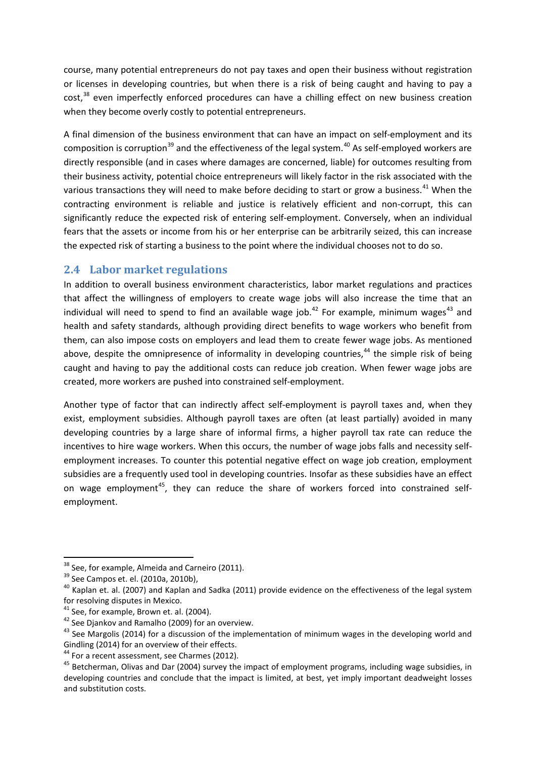course, many potential entrepreneurs do not pay taxes and open their business without registration or licenses in developing countries, but when there is a risk of being caught and having to pay a cost,[38] even imperfectly enforced procedures can have a chilling effect on new business creation when they become overly costly to potential entrepreneurs.

A final dimension of the business environment that can have an impact on self-employment and its composition is corruption[39] and the effectiveness of the legal system.[40] As self-employed workers are directly responsible (and in cases where damages are concerned, liable) for outcomes resulting from their business activity, potential choice entrepreneurs will likely factor in the risk associated with the various transactions they will need to make before deciding to start or grow a business.[41] When the contracting environment is reliable and justice is relatively efficient and non-corrupt, this can significantly reduce the expected risk of entering self-employment. Conversely, when an individual fears that the assets or income from his or her enterprise can be arbitrarily seized, this can increase the expected risk of starting a business to the point where the individual chooses not to do so.

## 2.4 Labor market regulations

In addition to overall business environment characteristics, labor market regulations and practices that affect the willingness of employers to create wage jobs will also increase the time that an individual will need to spend to find an available wage job.[42] For example, minimum wages[43] and health and safety standards, although providing direct benefits to wage workers who benefit from them, can also impose costs on employers and lead them to create fewer wage jobs. As mentioned above, despite the omnipresence of informality in developing countries,[44] the simple risk of being caught and having to pay the additional costs can reduce job creation. When fewer wage jobs are created, more workers are pushed into constrained self-employment.

Another type of factor that can indirectly affect self-employment is payroll taxes and, when they exist, employment subsidies. Although payroll taxes are often (at least partially) avoided in many developing countries by a large share of informal firms, a higher payroll tax rate can reduce the incentives to hire wage workers. When this occurs, the number of wage jobs falls and necessity self-employment increases. To counter this potential negative effect on wage job creation, employment subsidies are a frequently used tool in developing countries. Insofar as these subsidies have an effect on wage employment[45], they can reduce the share of workers forced into constrained self-employment.

---

[38] See, for example, Almeida and Carneiro (2011).

[39] See Campos et. el. (2010a, 2010b),

[40] Kaplan et. al. (2007) and Kaplan and Sadka (2011) provide evidence on the effectiveness of the legal system for resolving disputes in Mexico.

[41] See, for example, Brown et. al. (2004).

[42] See Djankov and Ramalho (2009) for an overview.

[43] See Margolis (2014) for a discussion of the implementation of minimum wages in the developing world and Gindling (2014) for an overview of their effects.

[44] For a recent assessment, see Charmes (2012).

[45] Betcherman, Olivas and Dar (2004) survey the impact of employment programs, including wage subsidies, in developing countries and conclude that the impact is limited, at best, yet imply important deadweight losses and substitution costs.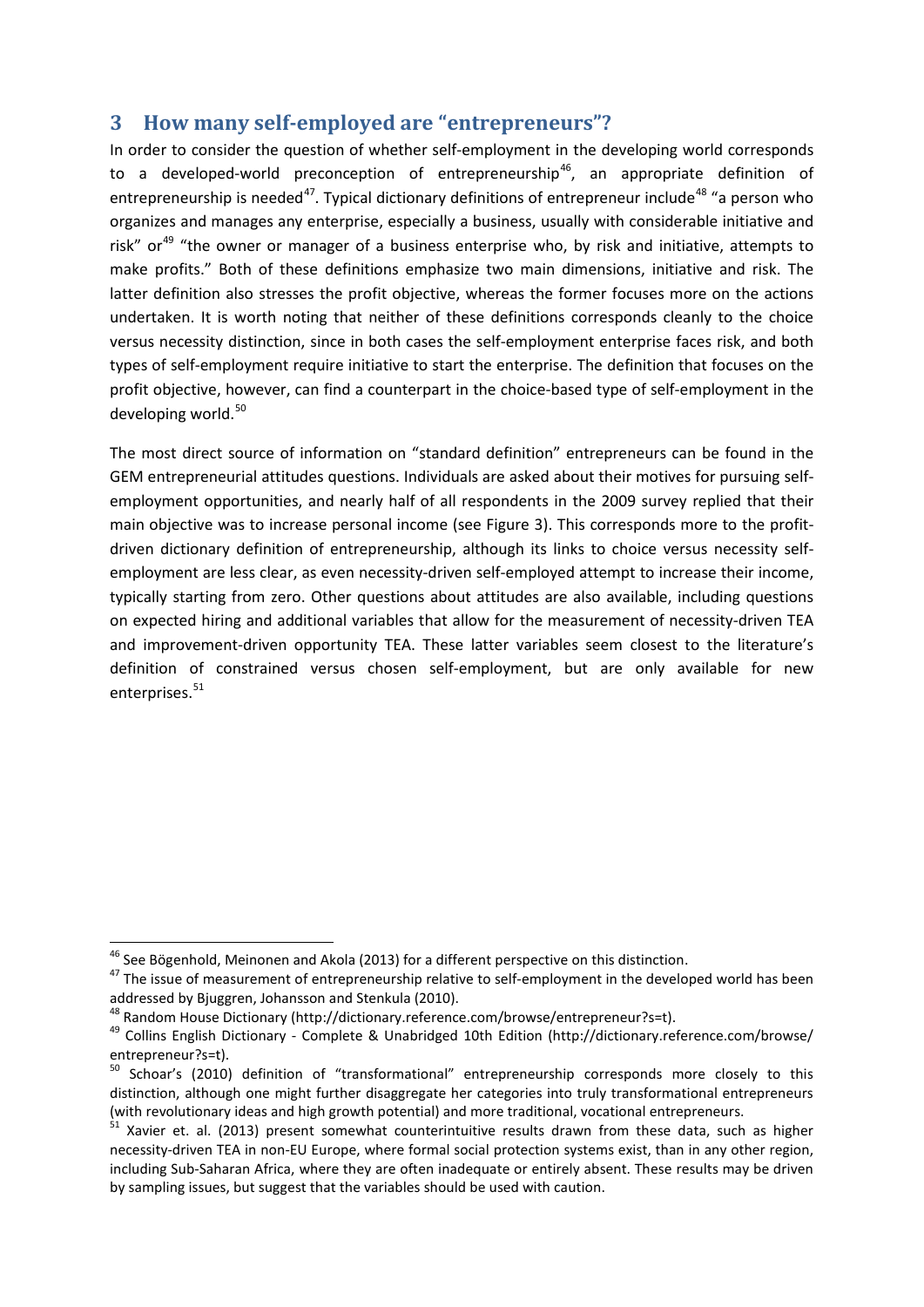## 3 How many self-employed are "entrepreneurs"?

In order to consider the question of whether self-employment in the developing world corresponds to a developed-world preconception of entrepreneurship[46], an appropriate definition of entrepreneurship is needed[47]. Typical dictionary definitions of entrepreneur include[48] "a person who organizes and manages any enterprise, especially a business, usually with considerable initiative and risk" or[49] "the owner or manager of a business enterprise who, by risk and initiative, attempts to make profits." Both of these definitions emphasize two main dimensions, initiative and risk. The latter definition also stresses the profit objective, whereas the former focuses more on the actions undertaken. It is worth noting that neither of these definitions corresponds cleanly to the choice versus necessity distinction, since in both cases the self-employment enterprise faces risk, and both types of self-employment require initiative to start the enterprise. The definition that focuses on the profit objective, however, can find a counterpart in the choice-based type of self-employment in the developing world.[50]

The most direct source of information on "standard definition" entrepreneurs can be found in the GEM entrepreneurial attitudes questions. Individuals are asked about their motives for pursuing self-employment opportunities, and nearly half of all respondents in the 2009 survey replied that their main objective was to increase personal income (see Figure 3). This corresponds more to the profit-driven dictionary definition of entrepreneurship, although its links to choice versus necessity self-employment are less clear, as even necessity-driven self-employed attempt to increase their income, typically starting from zero. Other questions about attitudes are also available, including questions on expected hiring and additional variables that allow for the measurement of necessity-driven TEA and improvement-driven opportunity TEA. These latter variables seem closest to the literature's definition of constrained versus chosen self-employment, but are only available for new enterprises.[51]

---

[46] See Bögenhold, Meinonen and Akola (2013) for a different perspective on this distinction.

[47] The issue of measurement of entrepreneurship relative to self-employment in the developed world has been addressed by Bjuggren, Johansson and Stenkula (2010).

[48] Random House Dictionary (http://dictionary.reference.com/browse/entrepreneur?s=t).

[49] Collins English Dictionary - Complete & Unabridged 10th Edition (http://dictionary.reference.com/browse/entrepreneur?s=t).

[50] Schoar's (2010) definition of "transformational" entrepreneurship corresponds more closely to this distinction, although one might further disaggregate her categories into truly transformational entrepreneurs (with revolutionary ideas and high growth potential) and more traditional, vocational entrepreneurs.

[51] Xavier et. al. (2013) present somewhat counterintuitive results drawn from these data, such as higher necessity-driven TEA in non-EU Europe, where formal social protection systems exist, than in any other region, including Sub-Saharan Africa, where they are often inadequate or entirely absent. These results may be driven by sampling issues, but suggest that the variables should be used with caution.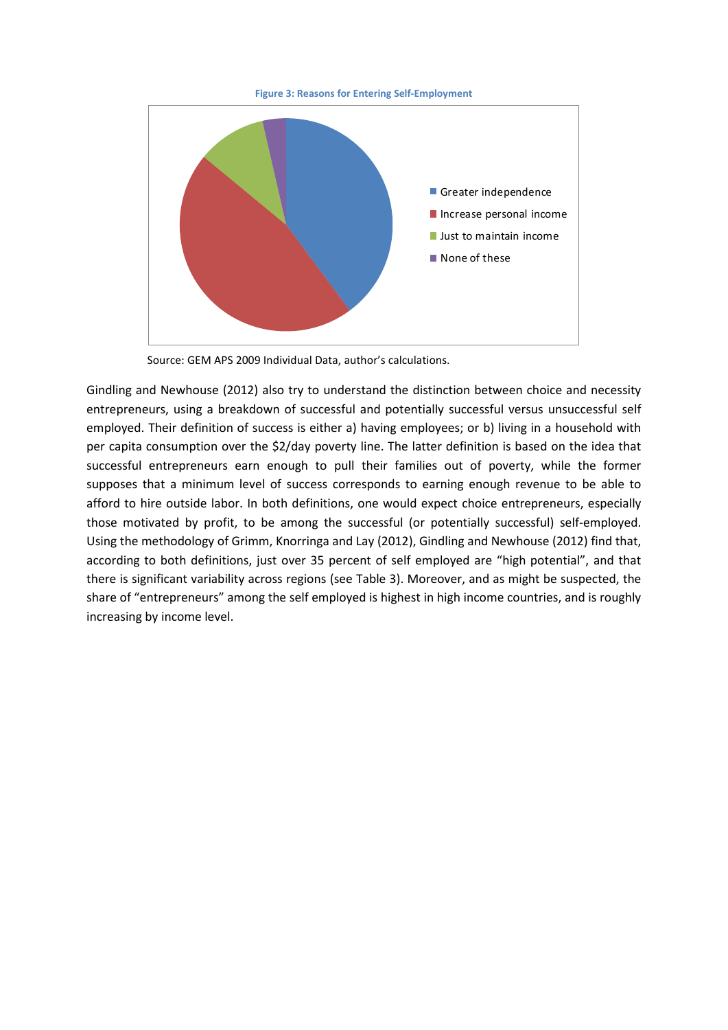**Figure 3: Reasons for Entering Self-Employment**

- Greater independence
- Increase personal income
- Just to maintain income
- None of these

Source: GEM APS 2009 Individual Data, author's calculations.

Gindling and Newhouse (2012) also try to understand the distinction between choice and necessity entrepreneurs, using a breakdown of successful and potentially successful versus unsuccessful self employed. Their definition of success is either a) having employees; or b) living in a household with per capita consumption over the $2/day poverty line. The latter definition is based on the idea that successful entrepreneurs earn enough to pull their families out of poverty, while the former supposes that a minimum level of success corresponds to earning enough revenue to be able to afford to hire outside labor. In both definitions, one would expect choice entrepreneurs, especially those motivated by profit, to be among the successful (or potentially successful) self-employed. Using the methodology of Grimm, Knorringa and Lay (2012), Gindling and Newhouse (2012) find that, according to both definitions, just over 35 percent of self employed are "high potential", and that there is significant variability across regions (see Table 3). Moreover, and as might be suspected, the share of "entrepreneurs" among the self employed is highest in high income countries, and is roughly increasing by income level.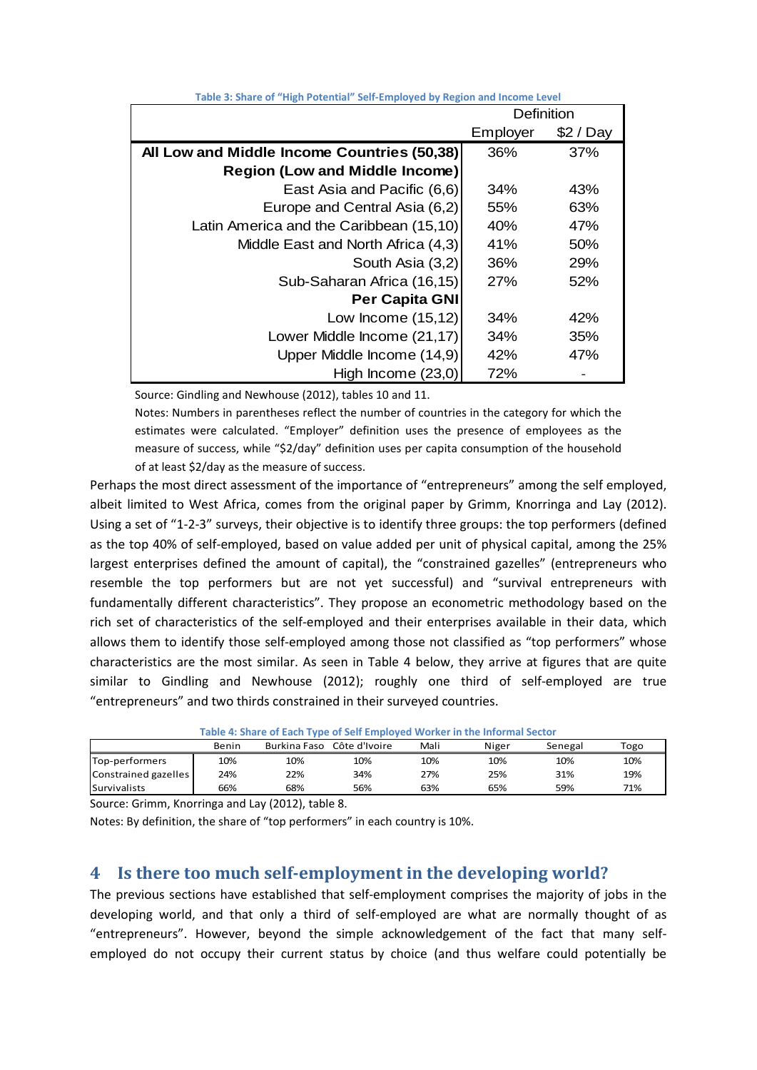**Table 3: Share of "High Potential" Self-Employed by Region and Income Level**

| | Definition | |
|---|---|---|
| | Employer | $2 / Day |
| **All Low and Middle Income Countries (50,38)** | 36% | 37% |
| **Region (Low and Middle Income)** | | |
| East Asia and Pacific (6,6) | 34% | 43% |
| Europe and Central Asia (6,2) | 55% | 63% |
| Latin America and the Caribbean (15,10) | 40% | 47% |
| Middle East and North Africa (4,3) | 41% | 50% |
| South Asia (3,2) | 36% | 29% |
| Sub-Saharan Africa (16,15) | 27% | 52% |
| **Per Capita GNI** | | |
| Low Income (15,12) | 34% | 42% |
| Lower Middle Income (21,17) | 34% | 35% |
| Upper Middle Income (14,9) | 42% | 47% |
| High Income (23,0) | 72% | - |

Source: Gindling and Newhouse (2012), tables 10 and 11.

Notes: Numbers in parentheses reflect the number of countries in the category for which the estimates were calculated. "Employer" definition uses the presence of employees as the measure of success, while "$2/day" definition uses per capita consumption of the household of at least $2/day as the measure of success.

Perhaps the most direct assessment of the importance of "entrepreneurs" among the self employed, albeit limited to West Africa, comes from the original paper by Grimm, Knorringa and Lay (2012). Using a set of "1-2-3" surveys, their objective is to identify three groups: the top performers (defined as the top 40% of self-employed, based on value added per unit of physical capital, among the 25% largest enterprises defined the amount of capital), the "constrained gazelles" (entrepreneurs who resemble the top performers but are not yet successful) and "survival entrepreneurs with fundamentally different characteristics". They propose an econometric methodology based on the rich set of characteristics of the self-employed and their enterprises available in their data, which allows them to identify those self-employed among those not classified as "top performers" whose characteristics are the most similar. As seen in Table 4 below, they arrive at figures that are quite similar to Gindling and Newhouse (2012); roughly one third of self-employed are true "entrepreneurs" and two thirds constrained in their surveyed countries.

**Table 4: Share of Each Type of Self Employed Worker in the Informal Sector**

| | Benin | Burkina Faso | Côte d'Ivoire | Mali | Niger | Senegal | Togo |
|---|---|---|---|---|---|---|---|
| Top-performers | 10% | 10% | 10% | 10% | 10% | 10% | 10% |
| Constrained gazelles | 24% | 22% | 34% | 27% | 25% | 31% | 19% |
| Survivalists | 66% | 68% | 56% | 63% | 65% | 59% | 71% |

Source: Grimm, Knorringa and Lay (2012), table 8.

Notes: By definition, the share of "top performers" in each country is 10%.

## 4 Is there too much self-employment in the developing world?

The previous sections have established that self-employment comprises the majority of jobs in the developing world, and that only a third of self-employed are what are normally thought of as "entrepreneurs". However, beyond the simple acknowledgement of the fact that many self-employed do not occupy their current status by choice (and thus welfare could potentially be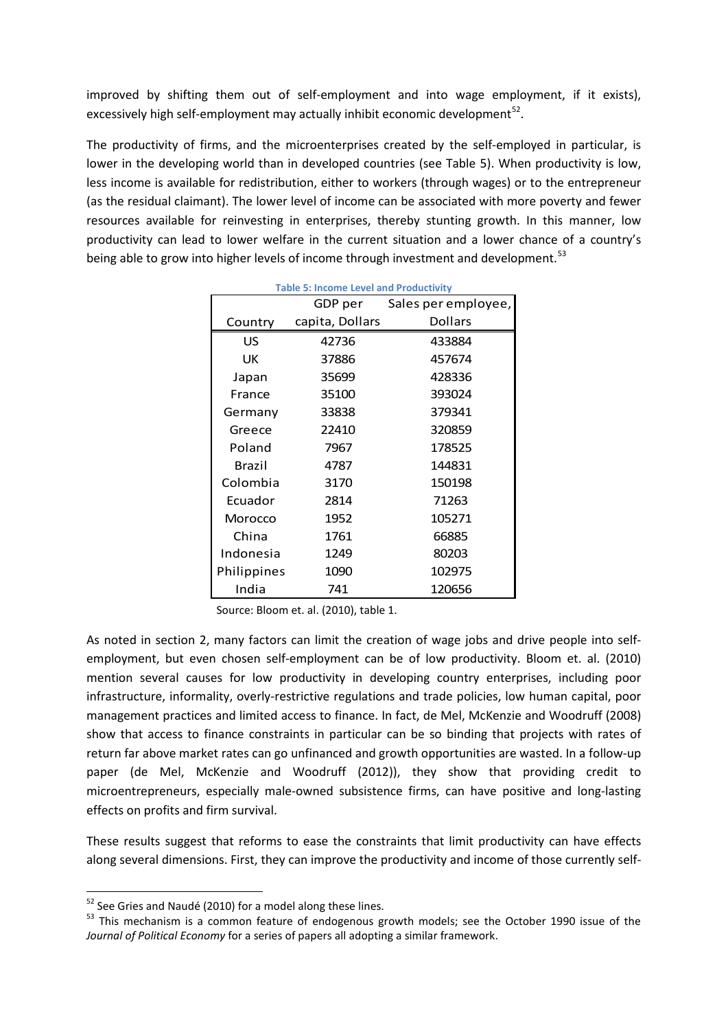improved by shifting them out of self-employment and into wage employment, if it exists), excessively high self-employment may actually inhibit economic development[52].

The productivity of firms, and the microenterprises created by the self-employed in particular, is lower in the developing world than in developed countries (see Table 5). When productivity is low, less income is available for redistribution, either to workers (through wages) or to the entrepreneur (as the residual claimant). The lower level of income can be associated with more poverty and fewer resources available for reinvesting in enterprises, thereby stunting growth. In this manner, low productivity can lead to lower welfare in the current situation and a lower chance of a country's being able to grow into higher levels of income through investment and development.[53]

**Table 5: Income Level and Productivity**

| Country | GDP per capita, Dollars | Sales per employee, Dollars |
|---|---|---|
| US | 42736 | 433884 |
| UK | 37886 | 457674 |
| Japan | 35699 | 428336 |
| France | 35100 | 393024 |
| Germany | 33838 | 379341 |
| Greece | 22410 | 320859 |
| Poland | 7967 | 178525 |
| Brazil | 4787 | 144831 |
| Colombia | 3170 | 150198 |
| Ecuador | 2814 | 71263 |
| Morocco | 1952 | 105271 |
| China | 1761 | 66885 |
| Indonesia | 1249 | 80203 |
| Philippines | 1090 | 102975 |
| India | 741 | 120656 |

Source: Bloom et. al. (2010), table 1.

As noted in section 2, many factors can limit the creation of wage jobs and drive people into self-employment, but even chosen self-employment can be of low productivity. Bloom et. al. (2010) mention several causes for low productivity in developing country enterprises, including poor infrastructure, informality, overly-restrictive regulations and trade policies, low human capital, poor management practices and limited access to finance. In fact, de Mel, McKenzie and Woodruff (2008) show that access to finance constraints in particular can be so binding that projects with rates of return far above market rates can go unfinanced and growth opportunities are wasted. In a follow-up paper (de Mel, McKenzie and Woodruff (2012)), they show that providing credit to microentrepreneurs, especially male-owned subsistence firms, can have positive and long-lasting effects on profits and firm survival.

These results suggest that reforms to ease the constraints that limit productivity can have effects along several dimensions. First, they can improve the productivity and income of those currently self-

[52] See Gries and Naudé (2010) for a model along these lines.

[53] This mechanism is a common feature of endogenous growth models; see the October 1990 issue of the *Journal of Political Economy* for a series of papers all adopting a similar framework.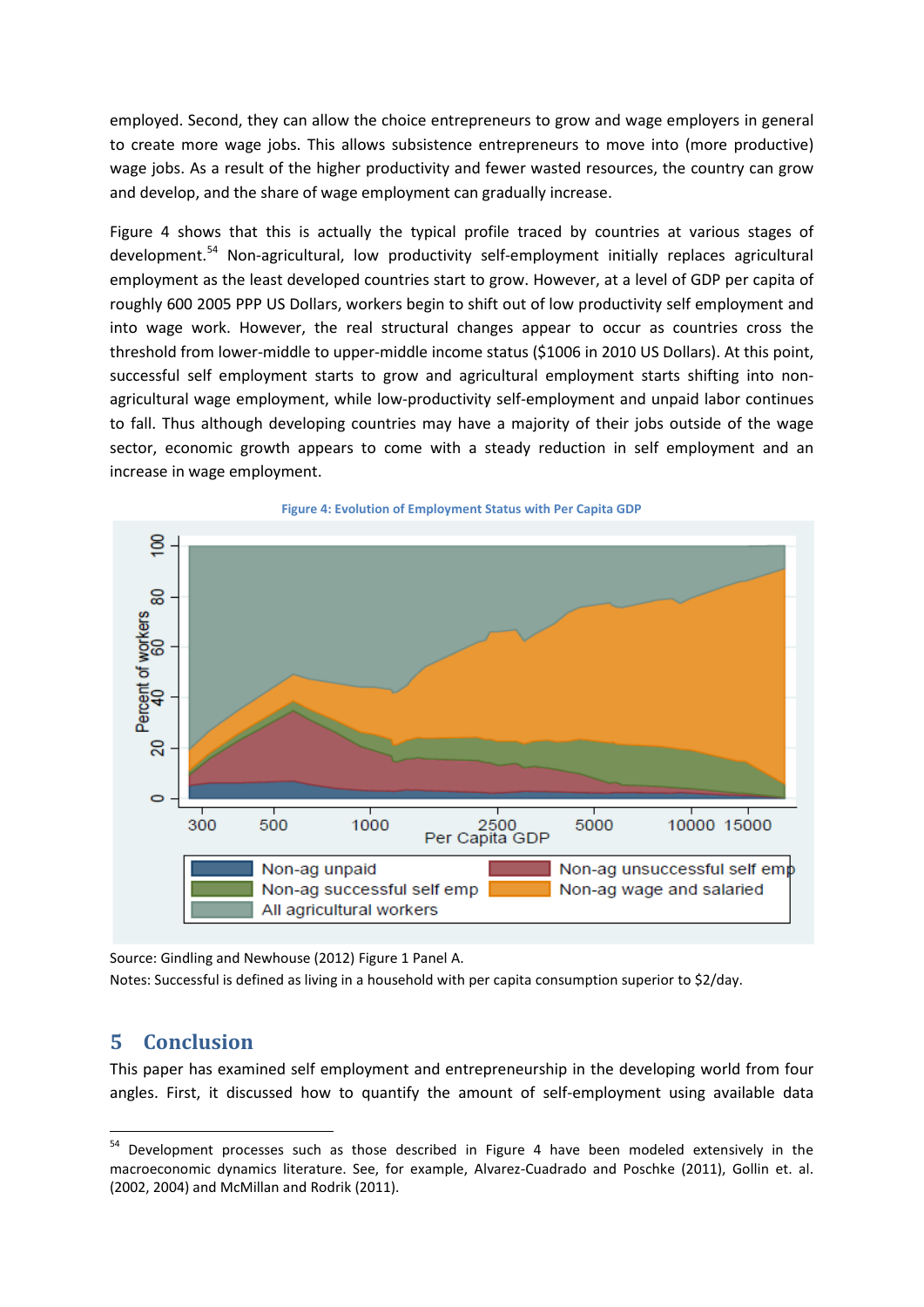employed. Second, they can allow the choice entrepreneurs to grow and wage employers in general to create more wage jobs. This allows subsistence entrepreneurs to move into (more productive) wage jobs. As a result of the higher productivity and fewer wasted resources, the country can grow and develop, and the share of wage employment can gradually increase.

Figure 4 shows that this is actually the typical profile traced by countries at various stages of development.[54] Non-agricultural, low productivity self-employment initially replaces agricultural employment as the least developed countries start to grow. However, at a level of GDP per capita of roughly 600 2005 PPP US Dollars, workers begin to shift out of low productivity self employment and into wage work. However, the real structural changes appear to occur as countries cross the threshold from lower-middle to upper-middle income status ($1006 in 2010 US Dollars). At this point, successful self employment starts to grow and agricultural employment starts shifting into non-agricultural wage employment, while low-productivity self-employment and unpaid labor continues to fall. Thus although developing countries may have a majority of their jobs outside of the wage sector, economic growth appears to come with a steady reduction in self employment and an increase in wage employment.

**Figure 4: Evolution of Employment Status with Per Capita GDP**

Source: Gindling and Newhouse (2012) Figure 1 Panel A.

Notes: Successful is defined as living in a household with per capita consumption superior to $2/day.

## 5 Conclusion

This paper has examined self employment and entrepreneurship in the developing world from four angles. First, it discussed how to quantify the amount of self-employment using available data

---

[54] Development processes such as those described in Figure 4 have been modeled extensively in the macroeconomic dynamics literature. See, for example, Alvarez-Cuadrado and Poschke (2011), Gollin et. al. (2002, 2004) and McMillan and Rodrik (2011).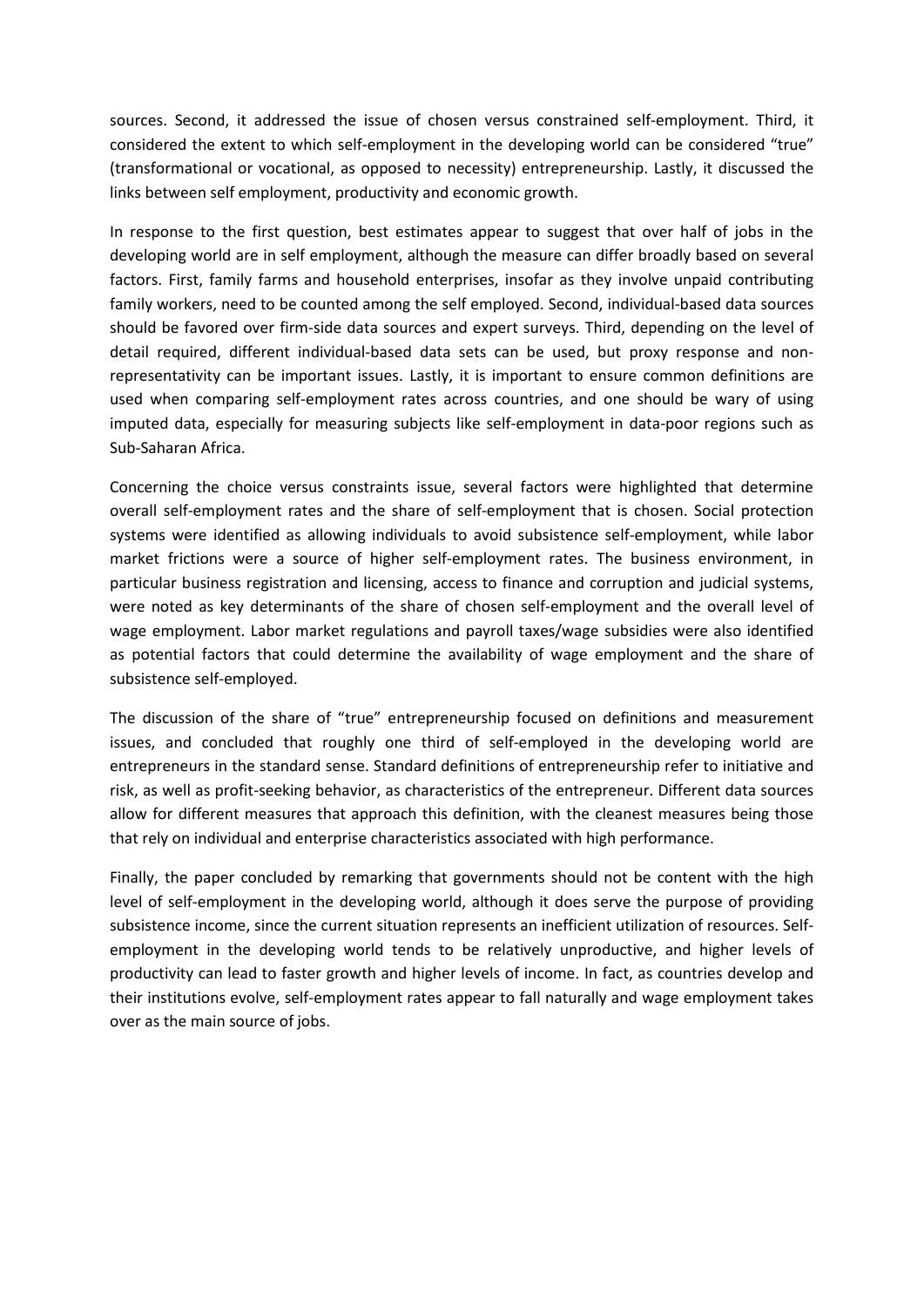sources. Second, it addressed the issue of chosen versus constrained self-employment. Third, it considered the extent to which self-employment in the developing world can be considered "true" (transformational or vocational, as opposed to necessity) entrepreneurship. Lastly, it discussed the links between self employment, productivity and economic growth.

In response to the first question, best estimates appear to suggest that over half of jobs in the developing world are in self employment, although the measure can differ broadly based on several factors. First, family farms and household enterprises, insofar as they involve unpaid contributing family workers, need to be counted among the self employed. Second, individual-based data sources should be favored over firm-side data sources and expert surveys. Third, depending on the level of detail required, different individual-based data sets can be used, but proxy response and non-representativity can be important issues. Lastly, it is important to ensure common definitions are used when comparing self-employment rates across countries, and one should be wary of using imputed data, especially for measuring subjects like self-employment in data-poor regions such as Sub-Saharan Africa.

Concerning the choice versus constraints issue, several factors were highlighted that determine overall self-employment rates and the share of self-employment that is chosen. Social protection systems were identified as allowing individuals to avoid subsistence self-employment, while labor market frictions were a source of higher self-employment rates. The business environment, in particular business registration and licensing, access to finance and corruption and judicial systems, were noted as key determinants of the share of chosen self-employment and the overall level of wage employment. Labor market regulations and payroll taxes/wage subsidies were also identified as potential factors that could determine the availability of wage employment and the share of subsistence self-employed.

The discussion of the share of "true" entrepreneurship focused on definitions and measurement issues, and concluded that roughly one third of self-employed in the developing world are entrepreneurs in the standard sense. Standard definitions of entrepreneurship refer to initiative and risk, as well as profit-seeking behavior, as characteristics of the entrepreneur. Different data sources allow for different measures that approach this definition, with the cleanest measures being those that rely on individual and enterprise characteristics associated with high performance.

Finally, the paper concluded by remarking that governments should not be content with the high level of self-employment in the developing world, although it does serve the purpose of providing subsistence income, since the current situation represents an inefficient utilization of resources. Self-employment in the developing world tends to be relatively unproductive, and higher levels of productivity can lead to faster growth and higher levels of income. In fact, as countries develop and their institutions evolve, self-employment rates appear to fall naturally and wage employment takes over as the main source of jobs.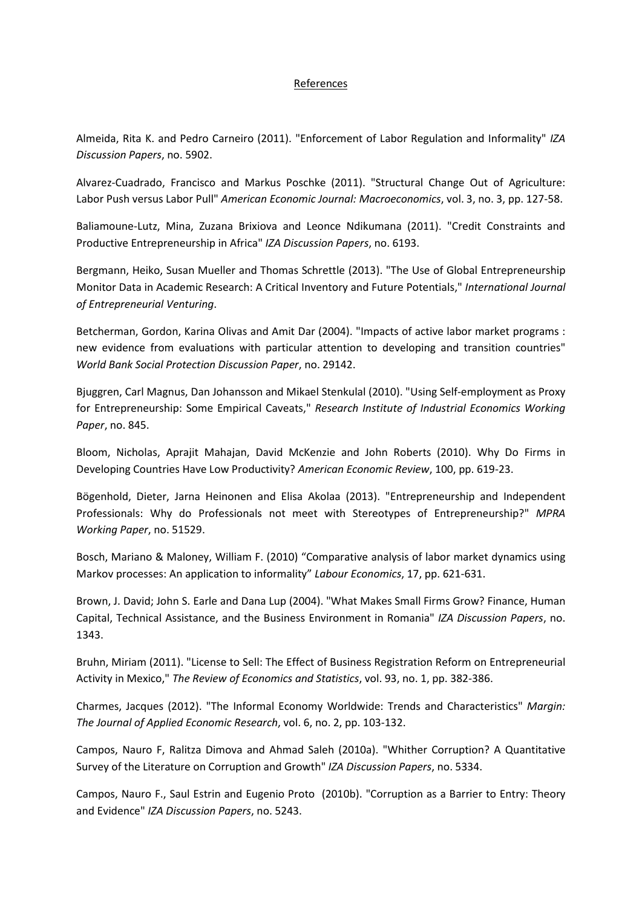References

Almeida, Rita K. and Pedro Carneiro (2011). "Enforcement of Labor Regulation and Informality" *IZA Discussion Papers*, no. 5902.

Alvarez-Cuadrado, Francisco and Markus Poschke (2011). "Structural Change Out of Agriculture: Labor Push versus Labor Pull" *American Economic Journal: Macroeconomics*, vol. 3, no. 3, pp. 127-58.

Baliamoune-Lutz, Mina, Zuzana Brixiova and Leonce Ndikumana (2011). "Credit Constraints and Productive Entrepreneurship in Africa" *IZA Discussion Papers*, no. 6193.

Bergmann, Heiko, Susan Mueller and Thomas Schrettle (2013). "The Use of Global Entrepreneurship Monitor Data in Academic Research: A Critical Inventory and Future Potentials," *International Journal of Entrepreneurial Venturing*.

Betcherman, Gordon, Karina Olivas and Amit Dar (2004). "Impacts of active labor market programs : new evidence from evaluations with particular attention to developing and transition countries" *World Bank Social Protection Discussion Paper*, no. 29142.

Bjuggren, Carl Magnus, Dan Johansson and Mikael Stenkulal (2010). "Using Self-employment as Proxy for Entrepreneurship: Some Empirical Caveats," *Research Institute of Industrial Economics Working Paper*, no. 845.

Bloom, Nicholas, Aprajit Mahajan, David McKenzie and John Roberts (2010). Why Do Firms in Developing Countries Have Low Productivity? *American Economic Review*, 100, pp. 619-23.

Bögenhold, Dieter, Jarna Heinonen and Elisa Akolaa (2013). "Entrepreneurship and Independent Professionals: Why do Professionals not meet with Stereotypes of Entrepreneurship?" *MPRA Working Paper*, no. 51529.

Bosch, Mariano & Maloney, William F. (2010) "Comparative analysis of labor market dynamics using Markov processes: An application to informality" *Labour Economics*, 17, pp. 621-631.

Brown, J. David; John S. Earle and Dana Lup (2004). "What Makes Small Firms Grow? Finance, Human Capital, Technical Assistance, and the Business Environment in Romania" *IZA Discussion Papers*, no. 1343.

Bruhn, Miriam (2011). "License to Sell: The Effect of Business Registration Reform on Entrepreneurial Activity in Mexico," *The Review of Economics and Statistics*, vol. 93, no. 1, pp. 382-386.

Charmes, Jacques (2012). "The Informal Economy Worldwide: Trends and Characteristics" *Margin: The Journal of Applied Economic Research*, vol. 6, no. 2, pp. 103-132.

Campos, Nauro F, Ralitza Dimova and Ahmad Saleh (2010a). "Whither Corruption? A Quantitative Survey of the Literature on Corruption and Growth" *IZA Discussion Papers*, no. 5334.

Campos, Nauro F., Saul Estrin and Eugenio Proto (2010b). "Corruption as a Barrier to Entry: Theory and Evidence" *IZA Discussion Papers*, no. 5243.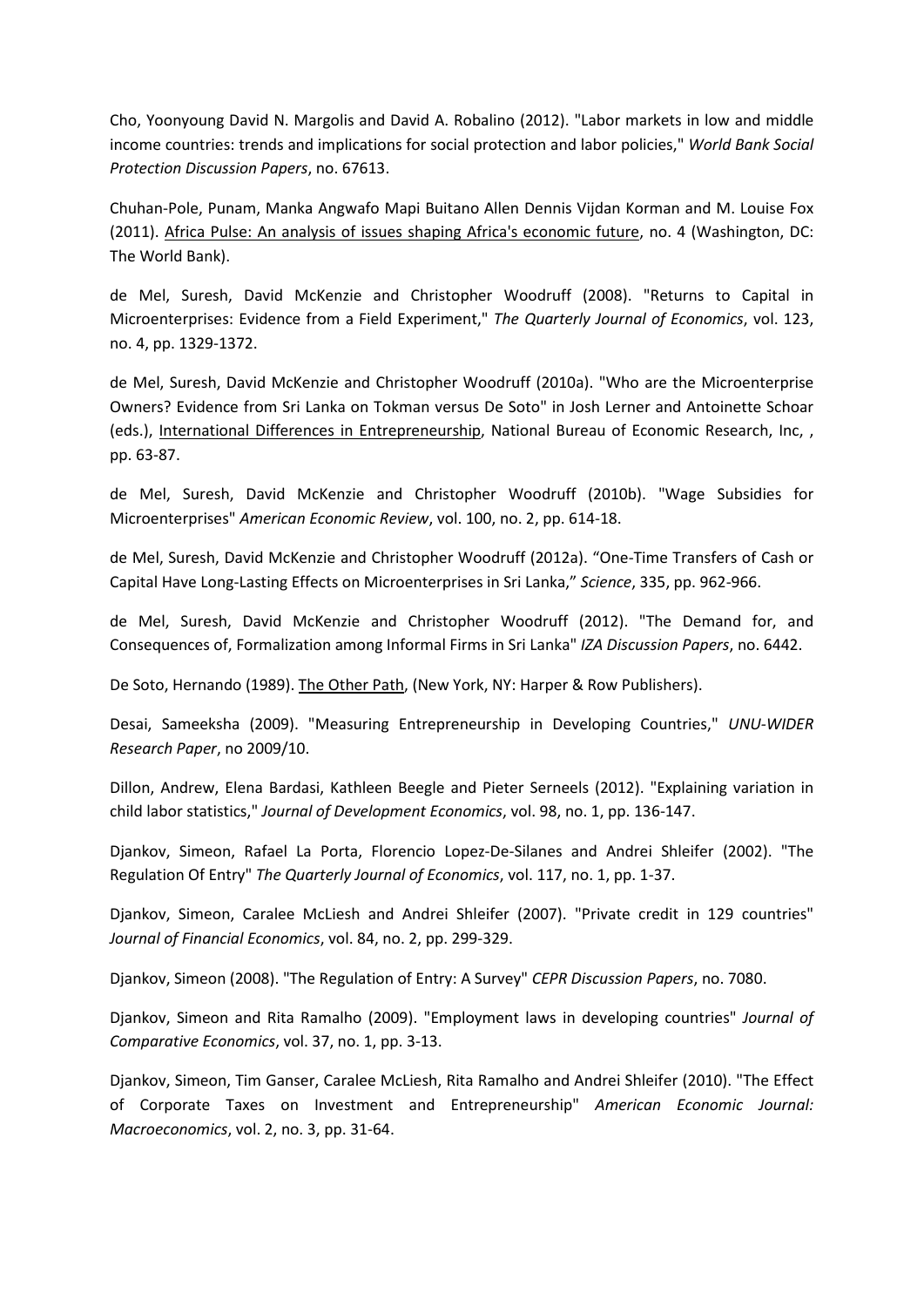Cho, Yoonyoung David N. Margolis and David A. Robalino (2012). "Labor markets in low and middle income countries: trends and implications for social protection and labor policies," *World Bank Social Protection Discussion Papers*, no. 67613.

Chuhan-Pole, Punam, Manka Angwafo Mapi Buitano Allen Dennis Vijdan Korman and M. Louise Fox (2011). Africa Pulse: An analysis of issues shaping Africa's economic future, no. 4 (Washington, DC: The World Bank).

de Mel, Suresh, David McKenzie and Christopher Woodruff (2008). "Returns to Capital in Microenterprises: Evidence from a Field Experiment," *The Quarterly Journal of Economics*, vol. 123, no. 4, pp. 1329-1372.

de Mel, Suresh, David McKenzie and Christopher Woodruff (2010a). "Who are the Microenterprise Owners? Evidence from Sri Lanka on Tokman versus De Soto" in Josh Lerner and Antoinette Schoar (eds.), International Differences in Entrepreneurship, National Bureau of Economic Research, Inc, , pp. 63-87.

de Mel, Suresh, David McKenzie and Christopher Woodruff (2010b). "Wage Subsidies for Microenterprises" *American Economic Review*, vol. 100, no. 2, pp. 614-18.

de Mel, Suresh, David McKenzie and Christopher Woodruff (2012a). "One-Time Transfers of Cash or Capital Have Long-Lasting Effects on Microenterprises in Sri Lanka," *Science*, 335, pp. 962-966.

de Mel, Suresh, David McKenzie and Christopher Woodruff (2012). "The Demand for, and Consequences of, Formalization among Informal Firms in Sri Lanka" *IZA Discussion Papers*, no. 6442.

De Soto, Hernando (1989). The Other Path, (New York, NY: Harper & Row Publishers).

Desai, Sameeksha (2009). "Measuring Entrepreneurship in Developing Countries," *UNU-WIDER Research Paper*, no 2009/10.

Dillon, Andrew, Elena Bardasi, Kathleen Beegle and Pieter Serneels (2012). "Explaining variation in child labor statistics," *Journal of Development Economics*, vol. 98, no. 1, pp. 136-147.

Djankov, Simeon, Rafael La Porta, Florencio Lopez-De-Silanes and Andrei Shleifer (2002). "The Regulation Of Entry" *The Quarterly Journal of Economics*, vol. 117, no. 1, pp. 1-37.

Djankov, Simeon, Caralee McLiesh and Andrei Shleifer (2007). "Private credit in 129 countries" *Journal of Financial Economics*, vol. 84, no. 2, pp. 299-329.

Djankov, Simeon (2008). "The Regulation of Entry: A Survey" *CEPR Discussion Papers*, no. 7080.

Djankov, Simeon and Rita Ramalho (2009). "Employment laws in developing countries" *Journal of Comparative Economics*, vol. 37, no. 1, pp. 3-13.

Djankov, Simeon, Tim Ganser, Caralee McLiesh, Rita Ramalho and Andrei Shleifer (2010). "The Effect of Corporate Taxes on Investment and Entrepreneurship" *American Economic Journal: Macroeconomics*, vol. 2, no. 3, pp. 31-64.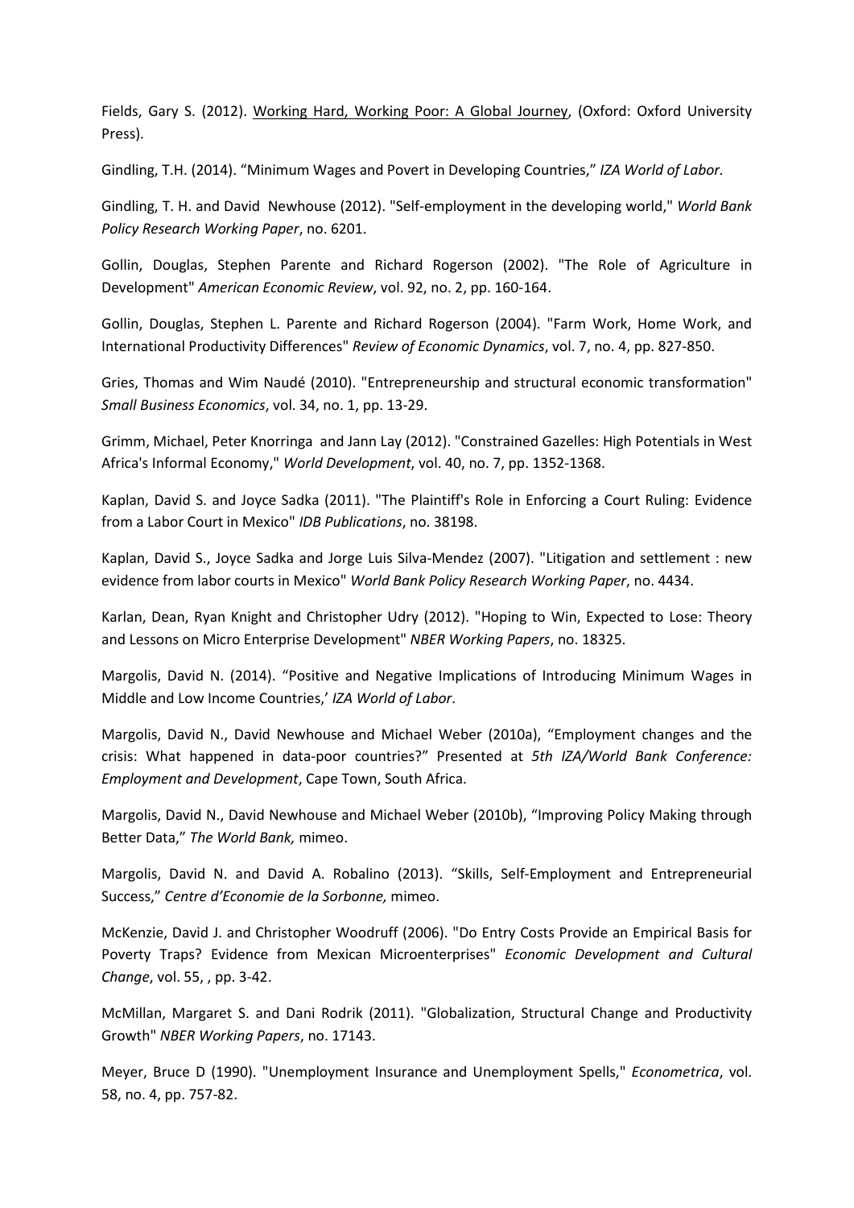Fields, Gary S. (2012). Working Hard, Working Poor: A Global Journey, (Oxford: Oxford University Press).

Gindling, T.H. (2014). "Minimum Wages and Povert in Developing Countries," *IZA World of Labor.*

Gindling, T. H. and David Newhouse (2012). "Self-employment in the developing world," *World Bank Policy Research Working Paper*, no. 6201.

Gollin, Douglas, Stephen Parente and Richard Rogerson (2002). "The Role of Agriculture in Development" *American Economic Review*, vol. 92, no. 2, pp. 160-164.

Gollin, Douglas, Stephen L. Parente and Richard Rogerson (2004). "Farm Work, Home Work, and International Productivity Differences" *Review of Economic Dynamics*, vol. 7, no. 4, pp. 827-850.

Gries, Thomas and Wim Naudé (2010). "Entrepreneurship and structural economic transformation" *Small Business Economics*, vol. 34, no. 1, pp. 13-29.

Grimm, Michael, Peter Knorringa and Jann Lay (2012). "Constrained Gazelles: High Potentials in West Africa's Informal Economy," *World Development*, vol. 40, no. 7, pp. 1352-1368.

Kaplan, David S. and Joyce Sadka (2011). "The Plaintiff's Role in Enforcing a Court Ruling: Evidence from a Labor Court in Mexico" *IDB Publications*, no. 38198.

Kaplan, David S., Joyce Sadka and Jorge Luis Silva-Mendez (2007). "Litigation and settlement : new evidence from labor courts in Mexico" *World Bank Policy Research Working Paper*, no. 4434.

Karlan, Dean, Ryan Knight and Christopher Udry (2012). "Hoping to Win, Expected to Lose: Theory and Lessons on Micro Enterprise Development" *NBER Working Papers*, no. 18325.

Margolis, David N. (2014). "Positive and Negative Implications of Introducing Minimum Wages in Middle and Low Income Countries,' *IZA World of Labor*.

Margolis, David N., David Newhouse and Michael Weber (2010a), "Employment changes and the crisis: What happened in data-poor countries?" Presented at *5th IZA/World Bank Conference: Employment and Development*, Cape Town, South Africa.

Margolis, David N., David Newhouse and Michael Weber (2010b), "Improving Policy Making through Better Data," *The World Bank,* mimeo.

Margolis, David N. and David A. Robalino (2013). "Skills, Self-Employment and Entrepreneurial Success," *Centre d'Economie de la Sorbonne,* mimeo.

McKenzie, David J. and Christopher Woodruff (2006). "Do Entry Costs Provide an Empirical Basis for Poverty Traps? Evidence from Mexican Microenterprises" *Economic Development and Cultural Change*, vol. 55, , pp. 3-42.

McMillan, Margaret S. and Dani Rodrik (2011). "Globalization, Structural Change and Productivity Growth" *NBER Working Papers*, no. 17143.

Meyer, Bruce D (1990). "Unemployment Insurance and Unemployment Spells," *Econometrica*, vol. 58, no. 4, pp. 757-82.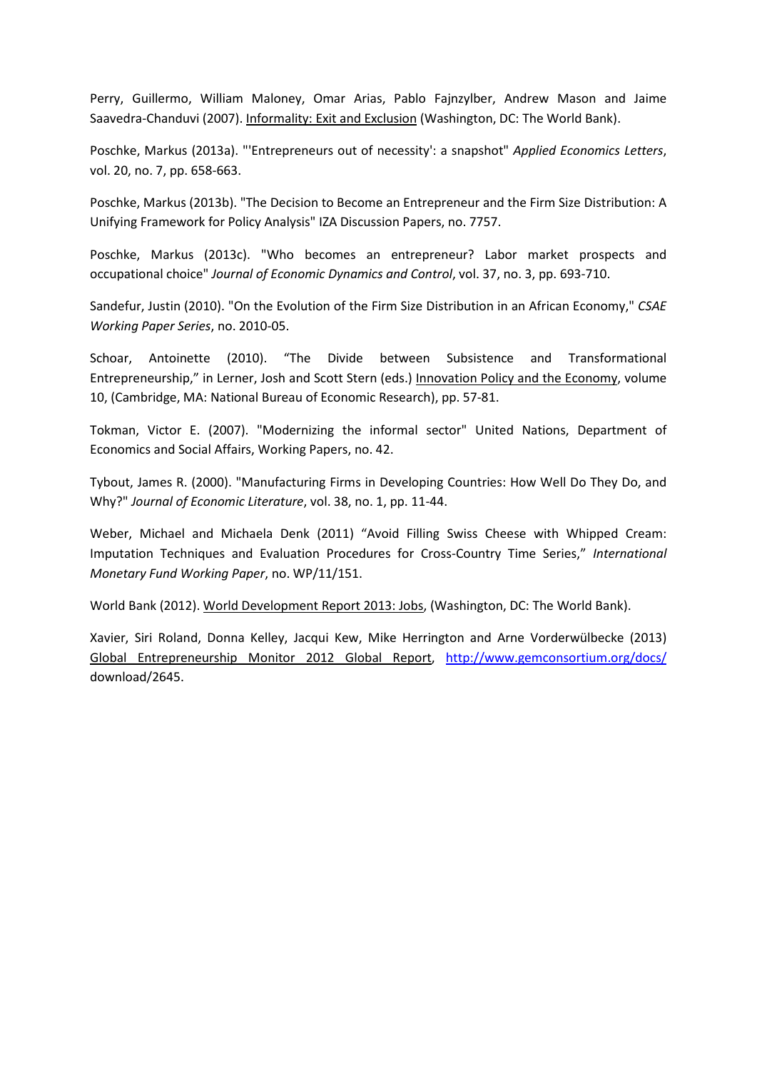Perry, Guillermo, William Maloney, Omar Arias, Pablo Fajnzylber, Andrew Mason and Jaime Saavedra-Chanduvi (2007). Informality: Exit and Exclusion (Washington, DC: The World Bank).

Poschke, Markus (2013a). "'Entrepreneurs out of necessity': a snapshot" *Applied Economics Letters*, vol. 20, no. 7, pp. 658-663.

Poschke, Markus (2013b). "The Decision to Become an Entrepreneur and the Firm Size Distribution: A Unifying Framework for Policy Analysis" IZA Discussion Papers, no. 7757.

Poschke, Markus (2013c). "Who becomes an entrepreneur? Labor market prospects and occupational choice" *Journal of Economic Dynamics and Control*, vol. 37, no. 3, pp. 693-710.

Sandefur, Justin (2010). "On the Evolution of the Firm Size Distribution in an African Economy," *CSAE Working Paper Series*, no. 2010-05.

Schoar, Antoinette (2010). "The Divide between Subsistence and Transformational Entrepreneurship," in Lerner, Josh and Scott Stern (eds.) Innovation Policy and the Economy, volume 10, (Cambridge, MA: National Bureau of Economic Research), pp. 57-81.

Tokman, Victor E. (2007). "Modernizing the informal sector" United Nations, Department of Economics and Social Affairs, Working Papers, no. 42.

Tybout, James R. (2000). "Manufacturing Firms in Developing Countries: How Well Do They Do, and Why?" *Journal of Economic Literature*, vol. 38, no. 1, pp. 11-44.

Weber, Michael and Michaela Denk (2011) "Avoid Filling Swiss Cheese with Whipped Cream: Imputation Techniques and Evaluation Procedures for Cross-Country Time Series," *International Monetary Fund Working Paper*, no. WP/11/151.

World Bank (2012). World Development Report 2013: Jobs, (Washington, DC: The World Bank).

Xavier, Siri Roland, Donna Kelley, Jacqui Kew, Mike Herrington and Arne Vorderwülbecke (2013) Global Entrepreneurship Monitor 2012 Global Report, http://www.gemconsortium.org/docs/download/2645.